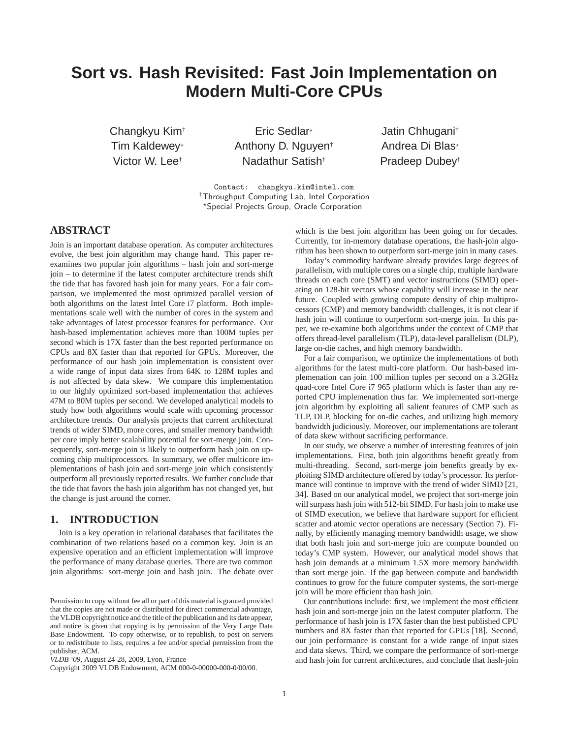# Sort vs. Hash Revisited: Fast Join Implementation on Modern Multi-Core CPUs

Changkyu Kim[†] Eric Sedlar[⋆] Jatin Chhugani[†]
Tim Kaldewey[⋆] Anthony D. Nguyen[†] Andrea Di Blas[⋆]
Victor W. Lee[†] Nadathur Satish[†] Pradeep Dubey[†]

Contact: changkyu.kim@intel.com
[†]Throughput Computing Lab, Intel Corporation
[⋆]Special Projects Group, Oracle Corporation

## ABSTRACT

Join is an important database operation. As computer architectures evolve, the best join algorithm may change hand. This paper re-examines two popular join algorithms – hash join and sort-merge join – to determine if the latest computer architecture trends shift the tide that has favored hash join for many years. For a fair comparison, we implemented the most optimized parallel version of both algorithms on the latest Intel Core i7 platform. Both implementations scale well with the number of cores in the system and take advantages of latest processor features for performance. Our hash-based implementation achieves more than 100M tuples per second which is 17X faster than the best reported performance on CPUs and 8X faster than that reported for GPUs. Moreover, the performance of our hash join implementation is consistent over a wide range of input data sizes from 64K to 128M tuples and is not affected by data skew. We compare this implementation to our highly optimized sort-based implementation that achieves 47M to 80M tuples per second. We developed analytical models to study how both algorithms would scale with upcoming processor architecture trends. Our analysis projects that current architectural trends of wider SIMD, more cores, and smaller memory bandwidth per core imply better scalability potential for sort-merge join. Consequently, sort-merge join is likely to outperform hash join on upcoming chip multiprocessors. In summary, we offer multicore implementations of hash join and sort-merge join which consistently outperform all previously reported results. We further conclude that the tide that favors the hash join algorithm has not changed yet, but the change is just around the corner.

## 1. INTRODUCTION

Join is a key operation in relational databases that facilitates the combination of two relations based on a common key. Join is an expensive operation and an efficient implementation will improve the performance of many database queries. There are two common join algorithms: sort-merge join and hash join. The debate over which is the best join algorithm has been going on for decades. Currently, for in-memory database operations, the hash-join algorithm has been shown to outperform sort-merge join in many cases.

Today's commodity hardware already provides large degrees of parallelism, with multiple cores on a single chip, multiple hardware threads on each core (SMT) and vector instructions (SIMD) operating on 128-bit vectors whose capability will increase in the near future. Coupled with growing compute density of chip multiprocessors (CMP) and memory bandwidth challenges, it is not clear if hash join will continue to ourperform sort-merge join. In this paper, we re-examine both algorithms under the context of CMP that offers thread-level parallelism (TLP), data-level parallelism (DLP), large on-die caches, and high memory bandwidth.

For a fair comparison, we optimize the implementations of both algorithms for the latest multi-core platform. Our hash-based implemenation can join 100 million tuples per second on a 3.2GHz quad-core Intel Core i7 965 platform which is faster than any reported CPU implemenation thus far. We implemented sort-merge join algorithm by exploiting all salient features of CMP such as TLP, DLP, blocking for on-die caches, and utilizing high memory bandwidth judiciously. Moreover, our implementations are tolerant of data skew without sacrificing performance.

In our study, we observe a number of interesting features of join implementations. First, both join algorithms benefit greatly from multi-threading. Second, sort-merge join benefits greatly by exploiting SIMD architecture offered by today's processor. Its performance will continue to improve with the trend of wider SIMD [21, 34]. Based on our analytical model, we project that sort-merge join will surpass hash join with 512-bit SIMD. For hash join to make use of SIMD execution, we believe that hardware support for efficient scatter and atomic vector operations are necessary (Section 7). Finally, by efficiently managing memory bandwidth usage, we show that both hash join and sort-merge join are compute bounded on today's CMP system. However, our analytical model shows that hash join demands at a minimum 1.5X more memory bandwidth than sort merge join. If the gap between compute and bandwidth continues to grow for the future computer systems, the sort-merge join will be more efficient than hash join.

Our contributions include: first, we implement the most efficient hash join and sort-merge join on the latest computer platform. The performance of hash join is 17X faster than the best published CPU numbers and 8X faster than that reported for GPUs [18]. Second, our join performance is constant for a wide range of input sizes and data skews. Third, we compare the performance of sort-merge and hash join for current architectures, and conclude that hash-join

Permission to copy without fee all or part of this material is granted provided that the copies are not made or distributed for direct commercial advantage, the VLDB copyright notice and the title of the publication and its date appear, and notice is given that copying is by permission of the Very Large Data Base Endowment. To copy otherwise, or to republish, to post on servers or to redistribute to lists, requires a fee and/or special permission from the publisher, ACM.
*VLDB '09*, August 24-28, 2009, Lyon, France
Copyright 2009 VLDB Endowment, ACM 000-0-00000-000-0/00/00.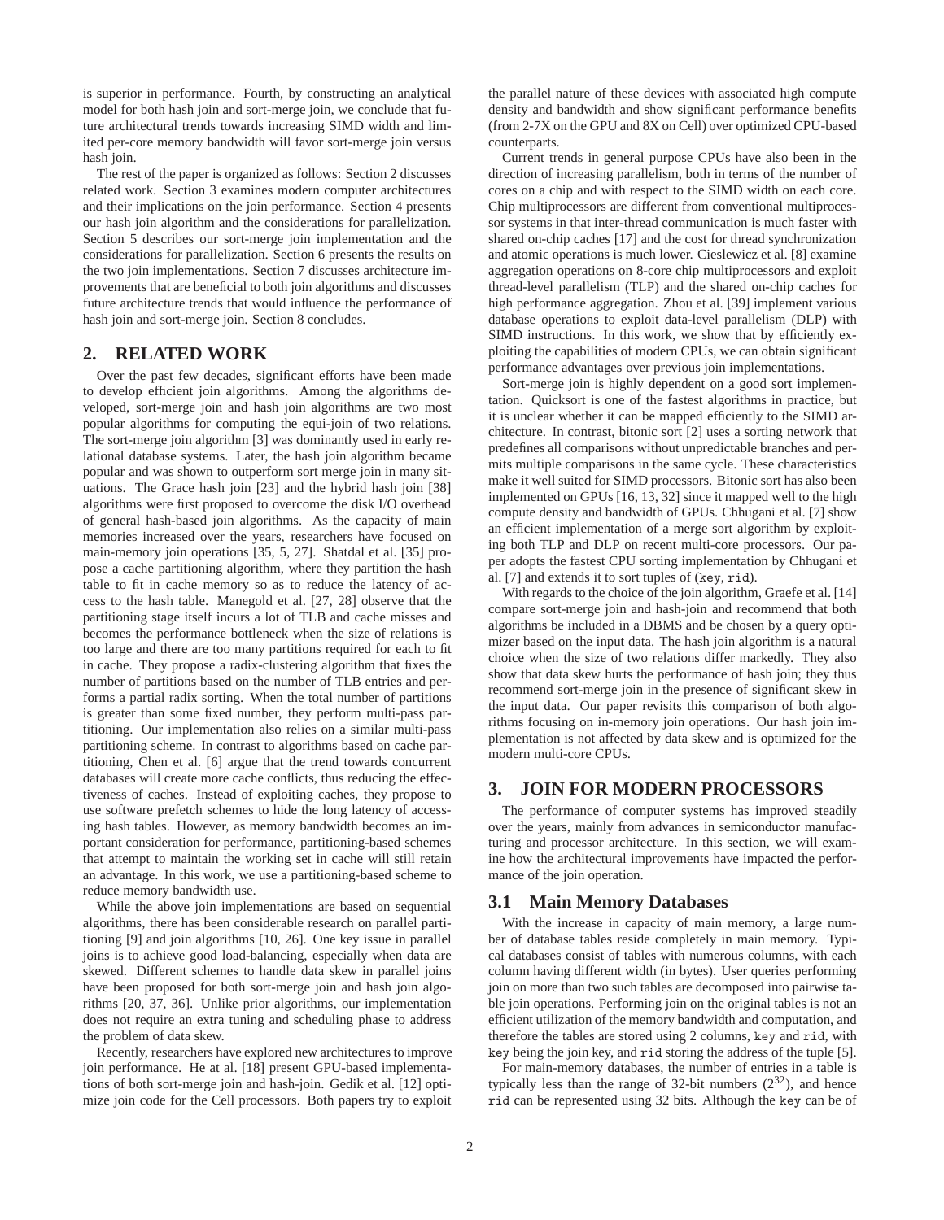is superior in performance. Fourth, by constructing an analytical model for both hash join and sort-merge join, we conclude that future architectural trends towards increasing SIMD width and limited per-core memory bandwidth will favor sort-merge join versus hash join.

The rest of the paper is organized as follows: Section 2 discusses related work. Section 3 examines modern computer architectures and their implications on the join performance. Section 4 presents our hash join algorithm and the considerations for parallelization. Section 5 describes our sort-merge join implementation and the considerations for parallelization. Section 6 presents the results on the two join implementations. Section 7 discusses architecture improvements that are beneficial to both join algorithms and discusses future architecture trends that would influence the performance of hash join and sort-merge join. Section 8 concludes.

## 2. RELATED WORK

Over the past few decades, significant efforts have been made to develop efficient join algorithms. Among the algorithms developed, sort-merge join and hash join algorithms are two most popular algorithms for computing the equi-join of two relations. The sort-merge join algorithm [3] was dominantly used in early relational database systems. Later, the hash join algorithm became popular and was shown to outperform sort merge join in many situations. The Grace hash join [23] and the hybrid hash join [38] algorithms were first proposed to overcome the disk I/O overhead of general hash-based join algorithms. As the capacity of main memories increased over the years, researchers have focused on main-memory join operations [35, 5, 27]. Shatdal et al. [35] propose a cache partitioning algorithm, where they partition the hash table to fit in cache memory so as to reduce the latency of access to the hash table. Manegold et al. [27, 28] observe that the partitioning stage itself incurs a lot of TLB and cache misses and becomes the performance bottleneck when the size of relations is too large and there are too many partitions required for each to fit in cache. They propose a radix-clustering algorithm that fixes the number of partitions based on the number of TLB entries and performs a partial radix sorting. When the total number of partitions is greater than some fixed number, they perform multi-pass partitioning. Our implementation also relies on a similar multi-pass partitioning scheme. In contrast to algorithms based on cache partitioning, Chen et al. [6] argue that the trend towards concurrent databases will create more cache conflicts, thus reducing the effectiveness of caches. Instead of exploiting caches, they propose to use software prefetch schemes to hide the long latency of accessing hash tables. However, as memory bandwidth becomes an important consideration for performance, partitioning-based schemes that attempt to maintain the working set in cache will still retain an advantage. In this work, we use a partitioning-based scheme to reduce memory bandwidth use.

While the above join implementations are based on sequential algorithms, there has been considerable research on parallel partitioning [9] and join algorithms [10, 26]. One key issue in parallel joins is to achieve good load-balancing, especially when data are skewed. Different schemes to handle data skew in parallel joins have been proposed for both sort-merge join and hash join algorithms [20, 37, 36]. Unlike prior algorithms, our implementation does not require an extra tuning and scheduling phase to address the problem of data skew.

Recently, researchers have explored new architectures to improve join performance. He at al. [18] present GPU-based implementations of both sort-merge join and hash-join. Gedik et al. [12] optimize join code for the Cell processors. Both papers try to exploit the parallel nature of these devices with associated high compute density and bandwidth and show significant performance benefits (from 2-7X on the GPU and 8X on Cell) over optimized CPU-based counterparts.

Current trends in general purpose CPUs have also been in the direction of increasing parallelism, both in terms of the number of cores on a chip and with respect to the SIMD width on each core. Chip multiprocessors are different from conventional multiprocessor systems in that inter-thread communication is much faster with shared on-chip caches [17] and the cost for thread synchronization and atomic operations is much lower. Cieslewicz et al. [8] examine aggregation operations on 8-core chip multiprocessors and exploit thread-level parallelism (TLP) and the shared on-chip caches for high performance aggregation. Zhou et al. [39] implement various database operations to exploit data-level parallelism (DLP) with SIMD instructions. In this work, we show that by efficiently exploiting the capabilities of modern CPUs, we can obtain significant performance advantages over previous join implementations.

Sort-merge join is highly dependent on a good sort implementation. Quicksort is one of the fastest algorithms in practice, but it is unclear whether it can be mapped efficiently to the SIMD architecture. In contrast, bitonic sort [2] uses a sorting network that predefines all comparisons without unpredictable branches and permits multiple comparisons in the same cycle. These characteristics make it well suited for SIMD processors. Bitonic sort has also been implemented on GPUs [16, 13, 32] since it mapped well to the high compute density and bandwidth of GPUs. Chhugani et al. [7] show an efficient implementation of a merge sort algorithm by exploiting both TLP and DLP on recent multi-core processors. Our paper adopts the fastest CPU sorting implementation by Chhugani et al. [7] and extends it to sort tuples of (`key`, `rid`).

With regards to the choice of the join algorithm, Graefe et al. [14] compare sort-merge join and hash-join and recommend that both algorithms be included in a DBMS and be chosen by a query optimizer based on the input data. The hash join algorithm is a natural choice when the size of two relations differ markedly. They also show that data skew hurts the performance of hash join; they thus recommend sort-merge join in the presence of significant skew in the input data. Our paper revisits this comparison of both algorithms focusing on in-memory join operations. Our hash join implementation is not affected by data skew and is optimized for the modern multi-core CPUs.

## 3. JOIN FOR MODERN PROCESSORS

The performance of computer systems has improved steadily over the years, mainly from advances in semiconductor manufacturing and processor architecture. In this section, we will examine how the architectural improvements have impacted the performance of the join operation.

### 3.1 Main Memory Databases

With the increase in capacity of main memory, a large number of database tables reside completely in main memory. Typical databases consist of tables with numerous columns, with each column having different width (in bytes). User queries performing join on more than two such tables are decomposed into pairwise table join operations. Performing join on the original tables is not an efficient utilization of the memory bandwidth and computation, and therefore the tables are stored using 2 columns, `key` and `rid`, with `key` being the join key, and `rid` storing the address of the tuple [5].

For main-memory databases, the number of entries in a table is typically less than the range of 32-bit numbers ($2^{32}$), and hence `rid` can be represented using 32 bits. Although the `key` can be of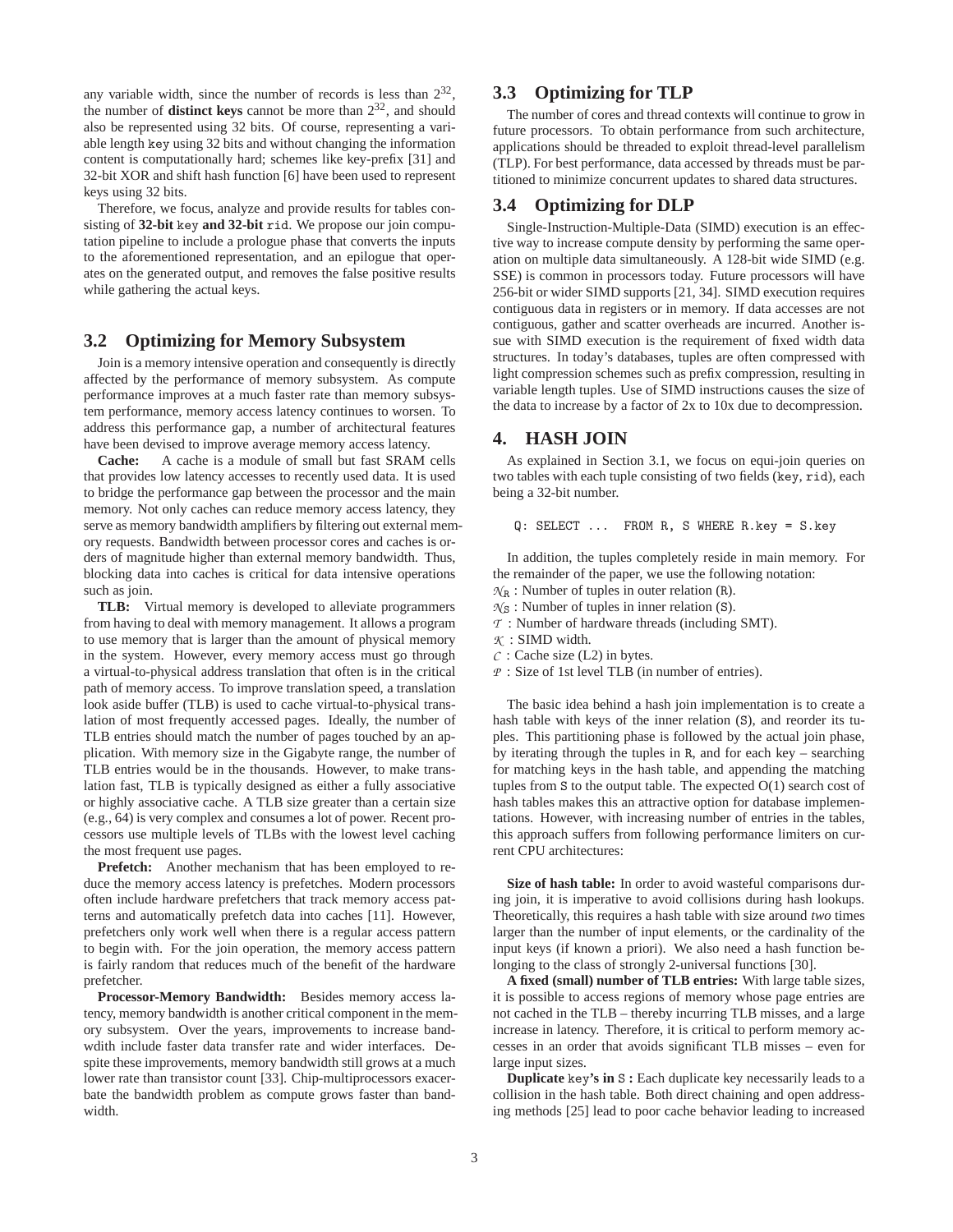any variable width, since the number of records is less than $2^{32}$, the number of **distinct keys** cannot be more than $2^{32}$, and should also be represented using 32 bits. Of course, representing a variable length key using 32 bits and without changing the information content is computationally hard; schemes like key-prefix [31] and 32-bit XOR and shift hash function [6] have been used to represent keys using 32 bits.

Therefore, we focus, analyze and provide results for tables consisting of **32-bit** key **and 32-bit** rid. We propose our join computation pipeline to include a prologue phase that converts the inputs to the aforementioned representation, and an epilogue that operates on the generated output, and removes the false positive results while gathering the actual keys.

## 3.2 Optimizing for Memory Subsystem

Join is a memory intensive operation and consequently is directly affected by the performance of memory subsystem. As compute performance improves at a much faster rate than memory subsystem performance, memory access latency continues to worsen. To address this performance gap, a number of architectural features have been devised to improve average memory access latency.

**Cache:** A cache is a module of small but fast SRAM cells that provides low latency accesses to recently used data. It is used to bridge the performance gap between the processor and the main memory. Not only caches can reduce memory access latency, they serve as memory bandwidth amplifiers by filtering out external memory requests. Bandwidth between processor cores and caches is orders of magnitude higher than external memory bandwidth. Thus, blocking data into caches is critical for data intensive operations such as join.

**TLB:** Virtual memory is developed to alleviate programmers from having to deal with memory management. It allows a program to use memory that is larger than the amount of physical memory in the system. However, every memory access must go through a virtual-to-physical address translation that often is in the critical path of memory access. To improve translation speed, a translation look aside buffer (TLB) is used to cache virtual-to-physical translation of most frequently accessed pages. Ideally, the number of TLB entries should match the number of pages touched by an application. With memory size in the Gigabyte range, the number of TLB entries would be in the thousands. However, to make translation fast, TLB is typically designed as either a fully associative or highly associative cache. A TLB size greater than a certain size (e.g., 64) is very complex and consumes a lot of power. Recent processors use multiple levels of TLBs with the lowest level caching the most frequent use pages.

**Prefetch:** Another mechanism that has been employed to reduce the memory access latency is prefetches. Modern processors often include hardware prefetchers that track memory access patterns and automatically prefetch data into caches [11]. However, prefetchers only work well when there is a regular access pattern to begin with. For the join operation, the memory access pattern is fairly random that reduces much of the benefit of the hardware prefetcher.

**Processor-Memory Bandwidth:** Besides memory access latency, memory bandwidth is another critical component in the memory subsystem. Over the years, improvements to increase bandwdith include faster data transfer rate and wider interfaces. Despite these improvements, memory bandwidth still grows at a much lower rate than transistor count [33]. Chip-multiprocessors exacerbate the bandwidth problem as compute grows faster than bandwidth.

## 3.3 Optimizing for TLP

The number of cores and thread contexts will continue to grow in future processors. To obtain performance from such architecture, applications should be threaded to exploit thread-level parallelism (TLP). For best performance, data accessed by threads must be partitioned to minimize concurrent updates to shared data structures.

## 3.4 Optimizing for DLP

Single-Instruction-Multiple-Data (SIMD) execution is an effective way to increase compute density by performing the same operation on multiple data simultaneously. A 128-bit wide SIMD (e.g. SSE) is common in processors today. Future processors will have 256-bit or wider SIMD supports [21, 34]. SIMD execution requires contiguous data in registers or in memory. If data accesses are not contiguous, gather and scatter overheads are incurred. Another issue with SIMD execution is the requirement of fixed width data structures. In today's databases, tuples are often compressed with light compression schemes such as prefix compression, resulting in variable length tuples. Use of SIMD instructions causes the size of the data to increase by a factor of 2x to 10x due to decompression.

# 4. HASH JOIN

As explained in Section 3.1, we focus on equi-join queries on two tables with each tuple consisting of two fields (key, rid), each being a 32-bit number.

```
Q: SELECT ...  FROM R, S WHERE R.key = S.key
```

In addition, the tuples completely reside in main memory. For the remainder of the paper, we use the following notation:

$\mathcal{N}_R$ : Number of tuples in outer relation (R).
$\mathcal{N}_S$ : Number of tuples in inner relation (S).
$\mathcal{T}$ : Number of hardware threads (including SMT).
$\mathcal{K}$ : SIMD width.
$\mathcal{C}$ : Cache size (L2) in bytes.
$\mathcal{P}$ : Size of 1st level TLB (in number of entries).

The basic idea behind a hash join implementation is to create a hash table with keys of the inner relation (S), and reorder its tuples. This partitioning phase is followed by the actual join phase, by iterating through the tuples in R, and for each key – searching for matching keys in the hash table, and appending the matching tuples from S to the output table. The expected O(1) search cost of hash tables makes this an attractive option for database implementations. However, with increasing number of entries in the tables, this approach suffers from following performance limiters on current CPU architectures:

**Size of hash table:** In order to avoid wasteful comparisons during join, it is imperative to avoid collisions during hash lookups. Theoretically, this requires a hash table with size around *two* times larger than the number of input elements, or the cardinality of the input keys (if known a priori). We also need a hash function belonging to the class of strongly 2-universal functions [30].

**A fixed (small) number of TLB entries:** With large table sizes, it is possible to access regions of memory whose page entries are not cached in the TLB – thereby incurring TLB misses, and a large increase in latency. Therefore, it is critical to perform memory accesses in an order that avoids significant TLB misses – even for large input sizes.

**Duplicate key's in S :** Each duplicate key necessarily leads to a collision in the hash table. Both direct chaining and open addressing methods [25] lead to poor cache behavior leading to increased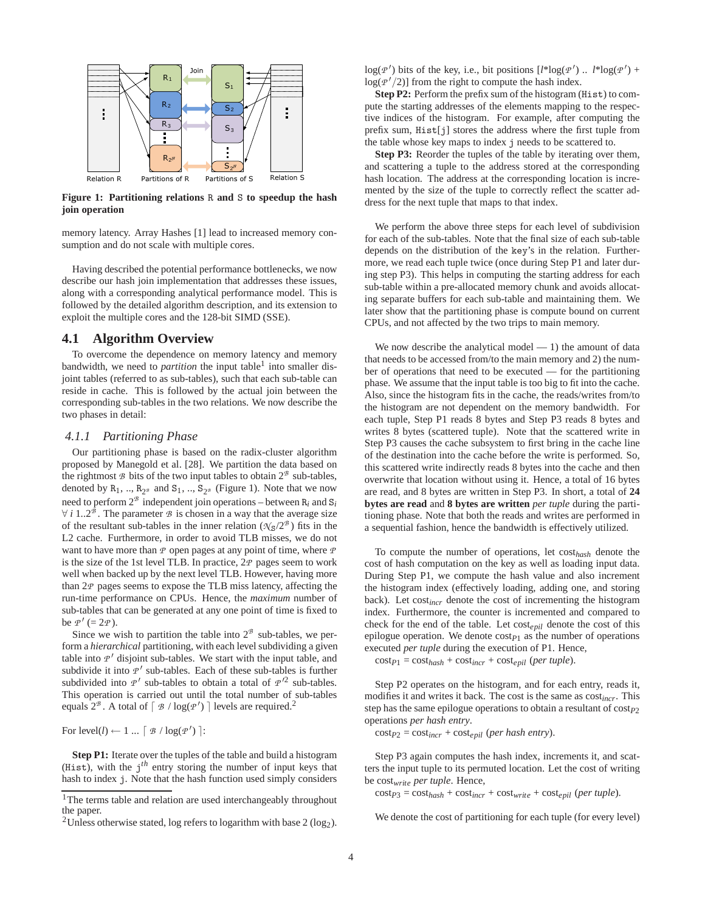Figure 1: **Partitioning relations R and S to speedup the hash join operation**

memory latency. Array Hashes [1] lead to increased memory consumption and do not scale with multiple cores.

Having described the potential performance bottlenecks, we now describe our hash join implementation that addresses these issues, along with a corresponding analytical performance model. This is followed by the detailed algorithm description, and its extension to exploit the multiple cores and the 128-bit SIMD (SSE).

## 4.1 Algorithm Overview

To overcome the dependence on memory latency and memory bandwidth, we need to *partition* the input table[1] into smaller disjoint tables (referred to as sub-tables), such that each sub-table can reside in cache. This is followed by the actual join between the corresponding sub-tables in the two relations. We now describe the two phases in detail:

### 4.1.1 Partitioning Phase

Our partitioning phase is based on the radix-cluster algorithm proposed by Manegold et al. [28]. We partition the data based on the rightmost $\mathcal{B}$ bits of the two input tables to obtain $2^{\mathcal{B}}$ sub-tables, denoted by $R_1$, .., $R_{2^{\mathcal{B}}}$ and $S_1$, .., $S_{2^{\mathcal{B}}}$ (Figure 1). Note that we now need to perform $2^{\mathcal{B}}$ independent join operations – between $R_i$ and $S_i$ $\forall$ $i$ 1..$2^{\mathcal{B}}$. The parameter $\mathcal{B}$ is chosen in a way that the average size of the resultant sub-tables in the inner relation ($\mathcal{N}_S/2^{\mathcal{B}}$) fits in the L2 cache. Furthermore, in order to avoid TLB misses, we do not want to have more than $\mathcal{P}$ open pages at any point of time, where $\mathcal{P}$ is the size of the 1st level TLB. In practice, $2\mathcal{P}$ pages seem to work well when backed up by the next level TLB. However, having more than $2\mathcal{P}$ pages seems to expose the TLB miss latency, affecting the run-time performance on CPUs. Hence, the *maximum* number of sub-tables that can be generated at any one point of time is fixed to be $\mathcal{P}'$ (= $2\mathcal{P}$).

Since we wish to partition the table into $2^{\mathcal{B}}$ sub-tables, we perform a *hierarchical* partitioning, with each level subdividing a given table into $\mathcal{P}'$ disjoint sub-tables. We start with the input table, and subdivide it into $\mathcal{P}'$ sub-tables. Each of these sub-tables is further subdivided into $\mathcal{P}'$ sub-tables to obtain a total of $\mathcal{P}'^2$ sub-tables. This operation is carried out until the total number of sub-tables equals $2^{\mathcal{B}}$. A total of $\lceil \mathcal{B} / \log(\mathcal{P}') \rceil$ levels are required.[2]

For level($l$) $\leftarrow$ 1 ... $\lceil \mathcal{B} / \log(\mathcal{P}') \rceil$:

**Step P1:** Iterate over the tuples of the table and build a histogram (Hist), with the $j^{th}$ entry storing the number of input keys that hash to index j. Note that the hash function used simply considers $\log(\mathcal{P}')$ bits of the key, i.e., bit positions [$l$*$\log(\mathcal{P}')$ .. $l$*$\log(\mathcal{P}')$ + $\log(\mathcal{P}'/2)$] from the right to compute the hash index.

**Step P2:** Perform the prefix sum of the histogram (Hist) to compute the starting addresses of the elements mapping to the respective indices of the histogram. For example, after computing the prefix sum, Hist[j] stores the address where the first tuple from the table whose key maps to index j needs to be scattered to.

**Step P3:** Reorder the tuples of the table by iterating over them, and scattering a tuple to the address stored at the corresponding hash location. The address at the corresponding location is incremented by the size of the tuple to correctly reflect the scatter address for the next tuple that maps to that index.

We perform the above three steps for each level of subdivision for each of the sub-tables. Note that the final size of each sub-table depends on the distribution of the key's in the relation. Furthermore, we read each tuple twice (once during Step P1 and later during step P3). This helps in computing the starting address for each sub-table within a pre-allocated memory chunk and avoids allocating separate buffers for each sub-table and maintaining them. We later show that the partitioning phase is compute bound on current CPUs, and not affected by the two trips to main memory.

We now describe the analytical model — 1) the amount of data that needs to be accessed from/to the main memory and 2) the number of operations that need to be executed — for the partitioning phase. We assume that the input table is too big to fit into the cache. Also, since the histogram fits in the cache, the reads/writes from/to the histogram are not dependent on the memory bandwidth. For each tuple, Step P1 reads 8 bytes and Step P3 reads 8 bytes and writes 8 bytes (scattered tuple). Note that the scattered write in Step P3 causes the cache subsystem to first bring in the cache line of the destination into the cache before the write is performed. So, this scattered write indirectly reads 8 bytes into the cache and then overwrite that location without using it. Hence, a total of 16 bytes are read, and 8 bytes are written in Step P3. In short, a total of **24 bytes are read** and **8 bytes are written** *per tuple* during the partitioning phase. Note that both the reads and writes are performed in a sequential fashion, hence the bandwidth is effectively utilized.

To compute the number of operations, let $\text{cost}_{hash}$ denote the cost of hash computation on the key as well as loading input data. During Step P1, we compute the hash value and also increment the histogram index (effectively loading, adding one, and storing back). Let $\text{cost}_{incr}$ denote the cost of incrementing the histogram index. Furthermore, the counter is incremented and compared to check for the end of the table. Let $\text{cost}_{epil}$ denote the cost of this epilogue operation. We denote $\text{cost}_{P1}$ as the number of operations executed *per tuple* during the execution of P1. Hence,

$\text{cost}_{P1} = \text{cost}_{hash} + \text{cost}_{incr} + \text{cost}_{epil}$ (*per tuple*).

Step P2 operates on the histogram, and for each entry, reads it, modifies it and writes it back. The cost is the same as $\text{cost}_{incr}$. This step has the same epilogue operations to obtain a resultant of $\text{cost}_{P2}$ operations *per hash entry*.

$\text{cost}_{P2} = \text{cost}_{incr} + \text{cost}_{epil}$ (*per hash entry*).

Step P3 again computes the hash index, increments it, and scatters the input tuple to its permuted location. Let the cost of writing be $\text{cost}_{write}$ *per tuple*. Hence,

$\text{cost}_{P3} = \text{cost}_{hash} + \text{cost}_{incr} + \text{cost}_{write} + \text{cost}_{epil}$ (*per tuple*).

We denote the cost of partitioning for each tuple (for every level)

[1] The terms table and relation are used interchangeably throughout the paper.

[2] Unless otherwise stated, log refers to logarithm with base 2 ($\log_2$).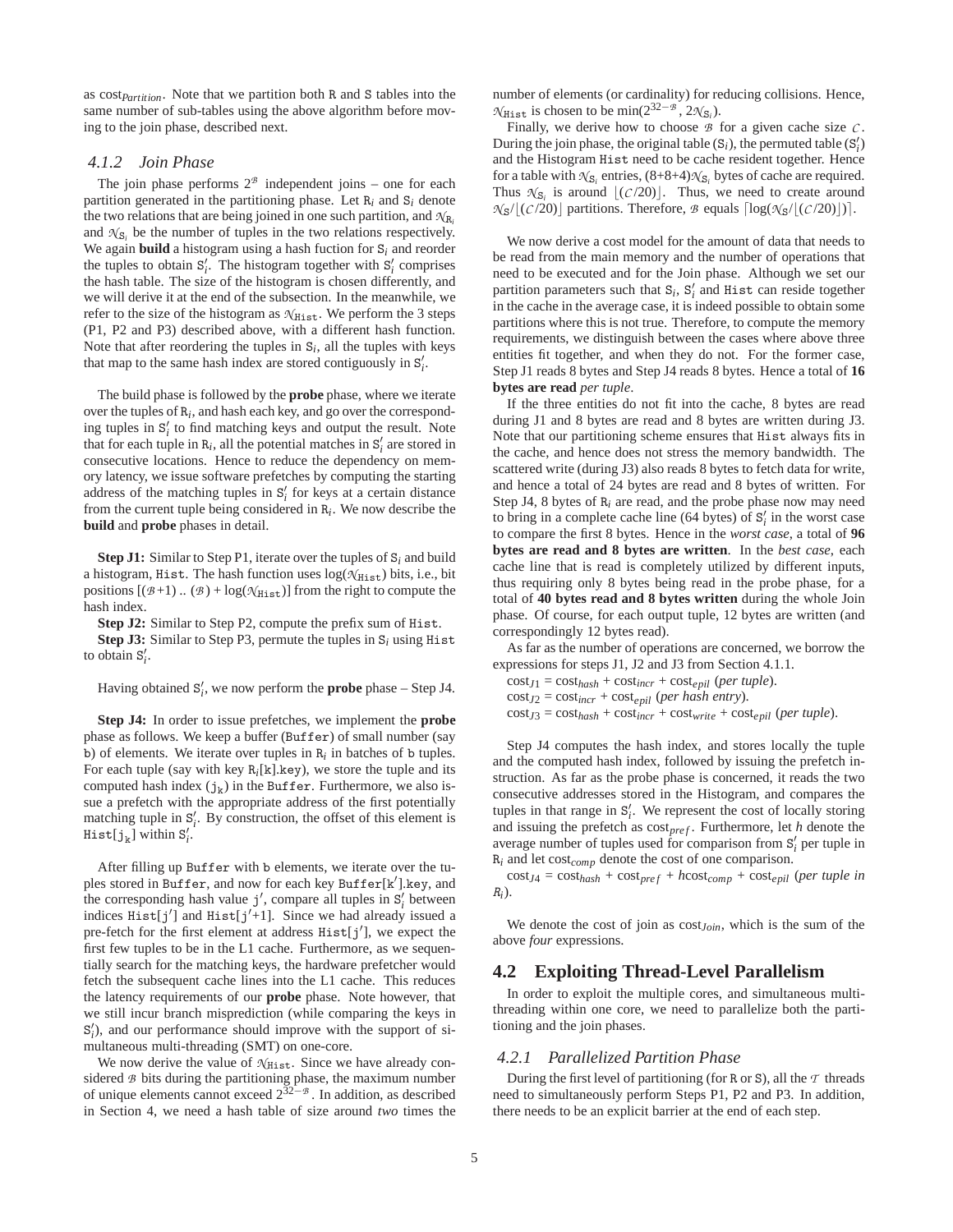as $\text{cost}_{Partition}$. Note that we partition both R and S tables into the same number of sub-tables using the above algorithm before moving to the join phase, described next.

### 4.1.2 Join Phase

The join phase performs $2^{\mathcal{B}}$ independent joins – one for each partition generated in the partitioning phase. Let $\mathtt{R}_i$ and $\mathtt{S}_i$ denote the two relations that are being joined in one such partition, and $\mathcal{N}_{\mathtt{R}_i}$ and $\mathcal{N}_{\mathtt{S}_i}$ be the number of tuples in the two relations respectively. We again **build** a histogram using a hash fuction for $\mathtt{S}_i$ and reorder the tuples to obtain $\mathtt{S}'_i$. The histogram together with $\mathtt{S}'_i$ comprises the hash table. The size of the histogram is chosen differently, and we will derive it at the end of the subsection. In the meanwhile, we refer to the size of the histogram as $\mathcal{N}_{\mathtt{Hist}}$. We perform the 3 steps (P1, P2 and P3) described above, with a different hash function. Note that after reordering the tuples in $\mathtt{S}_i$, all the tuples with keys that map to the same hash index are stored contiguously in $\mathtt{S}'_i$.

The build phase is followed by the **probe** phase, where we iterate over the tuples of $\mathtt{R}_i$, and hash each key, and go over the corresponding tuples in $\mathtt{S}'_i$ to find matching keys and output the result. Note that for each tuple in $\mathtt{R}_i$, all the potential matches in $\mathtt{S}'_i$ are stored in consecutive locations. Hence to reduce the dependency on memory latency, we issue software prefetches by computing the starting address of the matching tuples in $\mathtt{S}'_i$ for keys at a certain distance from the current tuple being considered in $\mathtt{R}_i$. We now describe the **build** and **probe** phases in detail.

**Step J1:** Similar to Step P1, iterate over the tuples of $\mathtt{S}_i$ and build a histogram, Hist. The hash function uses $\log(\mathcal{N}_{\mathtt{Hist}})$ bits, i.e., bit positions $[(\mathcal{B}+1) \,..\, (\mathcal{B}) + \log(\mathcal{N}_{\mathtt{Hist}})]$ from the right to compute the hash index.

**Step J2:** Similar to Step P2, compute the prefix sum of Hist.

**Step J3:** Similar to Step P3, permute the tuples in $\mathtt{S}_i$ using Hist to obtain $\mathtt{S}'_i$.

Having obtained $\mathtt{S}'_i$, we now perform the **probe** phase – Step J4.

**Step J4:** In order to issue prefetches, we implement the **probe** phase as follows. We keep a buffer (Buffer) of small number (say b) of elements. We iterate over tuples in $\mathtt{R}_i$ in batches of b tuples. For each tuple (say with key $\mathtt{R}_i[\mathtt{k}].\mathtt{key}$), we store the tuple and its computed hash index ($\mathtt{j}_\mathtt{k}$) in the Buffer. Furthermore, we also issue a prefetch with the appropriate address of the first potentially matching tuple in $\mathtt{S}'_i$. By construction, the offset of this element is $\mathtt{Hist}[\mathtt{j}_\mathtt{k}]$ within $\mathtt{S}'_i$.

After filling up Buffer with b elements, we iterate over the tuples stored in Buffer, and now for each key $\mathtt{Buffer}[\mathtt{k}'].\mathtt{key}$, and the corresponding hash value $\mathtt{j}'$, compare all tuples in $\mathtt{S}'_i$ between indices $\mathtt{Hist}[\mathtt{j}']$ and $\mathtt{Hist}[\mathtt{j}'+1]$. Since we had already issued a pre-fetch for the first element at address $\mathtt{Hist}[\mathtt{j}']$, we expect the first few tuples to be in the L1 cache. Furthermore, as we sequentially search for the matching keys, the hardware prefetcher would fetch the subsequent cache lines into the L1 cache. This reduces the latency requirements of our **probe** phase. Note however, that we still incur branch misprediction (while comparing the keys in $\mathtt{S}'_i$), and our performance should improve with the support of simultaneous multi-threading (SMT) on one-core.

We now derive the value of $\mathcal{N}_{\mathtt{Hist}}$. Since we have already considered $\mathcal{B}$ bits during the partitioning phase, the maximum number of unique elements cannot exceed $2^{32-\mathcal{B}}$. In addition, as described in Section 4, we need a hash table of size around *two* times the number of elements (or cardinality) for reducing collisions. Hence, $\mathcal{N}_{\mathtt{Hist}}$ is chosen to be $\min(2^{32-\mathcal{B}}, 2\mathcal{N}_{\mathtt{S}_i})$.

Finally, we derive how to choose $\mathcal{B}$ for a given cache size $\mathcal{C}$. During the join phase, the original table ($\mathtt{S}_i$), the permuted table ($\mathtt{S}'_i$) and the Histogram Hist need to be cache resident together. Hence for a table with $\mathcal{N}_{\mathtt{S}_i}$ entries, $(8{+}8{+}4)\mathcal{N}_{\mathtt{S}_i}$ bytes of cache are required. Thus $\mathcal{N}_{\mathtt{S}_i}$ is around $\lfloor(\mathcal{C}/20)\rfloor$. Thus, we need to create around $\mathcal{N}_{\mathtt{S}}/\lfloor(\mathcal{C}/20)\rfloor$ partitions. Therefore, $\mathcal{B}$ equals $\lceil\log(\mathcal{N}_{\mathtt{S}}/\lfloor(\mathcal{C}/20)\rfloor)\rceil$.

We now derive a cost model for the amount of data that needs to be read from the main memory and the number of operations that need to be executed and for the Join phase. Although we set our partition parameters such that $\mathtt{S}_i$, $\mathtt{S}'_i$ and Hist can reside together in the cache in the average case, it is indeed possible to obtain some partitions where this is not true. Therefore, to compute the memory requirements, we distinguish between the cases where above three entities fit together, and when they do not. For the former case, Step J1 reads 8 bytes and Step J4 reads 8 bytes. Hence a total of **16 bytes are read** *per tuple*.

If the three entities do not fit into the cache, 8 bytes are read during J1 and 8 bytes are read and 8 bytes are written in J3. Note that our partitioning scheme ensures that Hist always fits in the cache, and hence does not stress the memory bandwidth. The scattered write (during J3) also reads 8 bytes to fetch data for write, and hence a total of 24 bytes are read and 8 bytes of written. For Step J4, 8 bytes of $\mathtt{R}_i$ are read, and the probe phase now may need to bring in a complete cache line (64 bytes) of $\mathtt{S}'_i$ in the worst case to compare the first 8 bytes. Hence in the *worst case*, a total of **96 bytes are read and 8 bytes are written**. In the *best case*, each cache line that is read is completely utilized by different inputs, thus requiring only 8 bytes being read in the probe phase, for a total of **40 bytes read and 8 bytes written** during the whole Join phase. Of course, for each output tuple, 12 bytes are written (and correspondingly 12 bytes read).

As far as the number of operations are concerned, we borrow the expressions for steps J1, J2 and J3 from Section 4.1.1.

$\text{cost}_{J1} = \text{cost}_{hash} + \text{cost}_{incr} + \text{cost}_{epil}$ (*per tuple*).

$\text{cost}_{J2} = \text{cost}_{incr} + \text{cost}_{epil}$ (*per hash entry*).

$\text{cost}_{J3} = \text{cost}_{hash} + \text{cost}_{incr} + \text{cost}_{write} + \text{cost}_{epil}$ (*per tuple*).

Step J4 computes the hash index, and stores locally the tuple and the computed hash index, followed by issuing the prefetch instruction. As far as the probe phase is concerned, it reads the two consecutive addresses stored in the Histogram, and compares the tuples in that range in $\mathtt{S}'_i$. We represent the cost of locally storing and issuing the prefetch as $\text{cost}_{pref}$. Furthermore, let $h$ denote the average number of tuples used for comparison from $\mathtt{S}'_i$ per tuple in $\mathtt{R}_i$ and let $\text{cost}_{comp}$ denote the cost of one comparison.

$\text{cost}_{J4} = \text{cost}_{hash} + \text{cost}_{pref} + h\text{cost}_{comp} + \text{cost}_{epil}$ (*per tuple in $R_i$*).

We denote the cost of join as $\text{cost}_{Join}$, which is the sum of the above *four* expressions.

## 4.2 Exploiting Thread-Level Parallelism

In order to exploit the multiple cores, and simultaneous multithreading within one core, we need to parallelize both the partitioning and the join phases.

### 4.2.1 Parallelized Partition Phase

During the first level of partitioning (for R or S), all the $\mathcal{T}$ threads need to simultaneously perform Steps P1, P2 and P3. In addition, there needs to be an explicit barrier at the end of each step.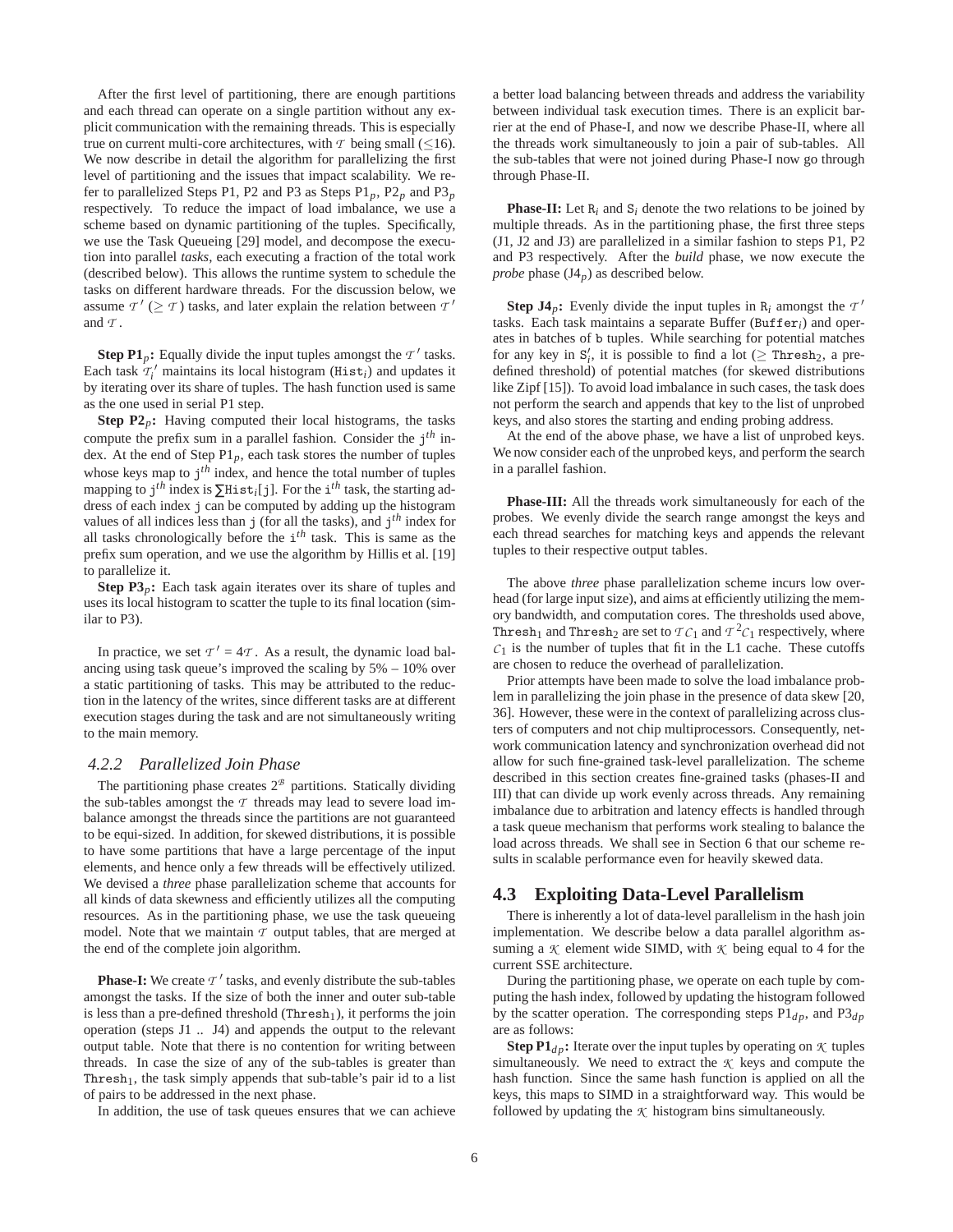After the first level of partitioning, there are enough partitions and each thread can operate on a single partition without any explicit communication with the remaining threads. This is especially true on current multi-core architectures, with $\mathcal{T}$ being small ($\leq$16). We now describe in detail the algorithm for parallelizing the first level of partitioning and the issues that impact scalability. We refer to parallelized Steps P1, P2 and P3 as Steps $\text{P1}_p$, $\text{P2}_p$ and $\text{P3}_p$ respectively. To reduce the impact of load imbalance, we use a scheme based on dynamic partitioning of the tuples. Specifically, we use the Task Queueing [29] model, and decompose the execution into parallel *tasks*, each executing a fraction of the total work (described below). This allows the runtime system to schedule the tasks on different hardware threads. For the discussion below, we assume $\mathcal{T}'$ ($\geq \mathcal{T}$) tasks, and later explain the relation between $\mathcal{T}'$ and $\mathcal{T}$.

**Step $\text{P1}_p$:** Equally divide the input tuples amongst the $\mathcal{T}'$ tasks. Each task $\mathcal{T}_i'$ maintains its local histogram ($\text{Hist}_i$) and updates it by iterating over its share of tuples. The hash function used is same as the one used in serial P1 step.

**Step $\text{P2}_p$:** Having computed their local histograms, the tasks compute the prefix sum in a parallel fashion. Consider the $\text{j}^{th}$ index. At the end of Step $\text{P1}_p$, each task stores the number of tuples whose keys map to $\text{j}^{th}$ index, and hence the total number of tuples mapping to $\text{j}^{th}$ index is $\sum \text{Hist}_i[\text{j}]$. For the $\text{i}^{th}$ task, the starting address of each index j can be computed by adding up the histogram values of all indices less than j (for all the tasks), and $\text{j}^{th}$ index for all tasks chronologically before the $\text{i}^{th}$ task. This is same as the prefix sum operation, and we use the algorithm by Hillis et al. [19] to parallelize it.

**Step $\text{P3}_p$:** Each task again iterates over its share of tuples and uses its local histogram to scatter the tuple to its final location (similar to P3).

In practice, we set $\mathcal{T}' = 4\mathcal{T}$. As a result, the dynamic load balancing using task queue's improved the scaling by 5% – 10% over a static partitioning of tasks. This may be attributed to the reduction in the latency of the writes, since different tasks are at different execution stages during the task and are not simultaneously writing to the main memory.

### 4.2.2 Parallelized Join Phase

The partitioning phase creates $2^{\mathcal{B}}$ partitions. Statically dividing the sub-tables amongst the $\mathcal{T}$ threads may lead to severe load imbalance amongst the threads since the partitions are not guaranteed to be equi-sized. In addition, for skewed distributions, it is possible to have some partitions that have a large percentage of the input elements, and hence only a few threads will be effectively utilized. We devised a *three* phase parallelization scheme that accounts for all kinds of data skewness and efficiently utilizes all the computing resources. As in the partitioning phase, we use the task queueing model. Note that we maintain $\mathcal{T}$ output tables, that are merged at the end of the complete join algorithm.

**Phase-I:** We create $\mathcal{T}'$ tasks, and evenly distribute the sub-tables amongst the tasks. If the size of both the inner and outer sub-table is less than a pre-defined threshold ($\text{Thresh}_1$), it performs the join operation (steps J1 .. J4) and appends the output to the relevant output table. Note that there is no contention for writing between threads. In case the size of any of the sub-tables is greater than $\text{Thresh}_1$, the task simply appends that sub-table's pair id to a list of pairs to be addressed in the next phase.

In addition, the use of task queues ensures that we can achieve a better load balancing between threads and address the variability between individual task execution times. There is an explicit barrier at the end of Phase-I, and now we describe Phase-II, where all the threads work simultaneously to join a pair of sub-tables. All the sub-tables that were not joined during Phase-I now go through through Phase-II.

**Phase-II:** Let $\text{R}_i$ and $\text{S}_i$ denote the two relations to be joined by multiple threads. As in the partitioning phase, the first three steps (J1, J2 and J3) are parallelized in a similar fashion to steps P1, P2 and P3 respectively. After the *build* phase, we now execute the *probe* phase ($\text{J4}_p$) as described below.

**Step $\text{J4}_p$:** Evenly divide the input tuples in $\text{R}_i$ amongst the $\mathcal{T}'$ tasks. Each task maintains a separate Buffer ($\text{Buffer}_i$) and operates in batches of b tuples. While searching for potential matches for any key in $\text{S}_i'$, it is possible to find a lot ($\geq \text{Thresh}_2$, a predefined threshold) of potential matches (for skewed distributions like Zipf [15]). To avoid load imbalance in such cases, the task does not perform the search and appends that key to the list of unprobed keys, and also stores the starting and ending probing address.

At the end of the above phase, we have a list of unprobed keys. We now consider each of the unprobed keys, and perform the search in a parallel fashion.

**Phase-III:** All the threads work simultaneously for each of the probes. We evenly divide the search range amongst the keys and each thread searches for matching keys and appends the relevant tuples to their respective output tables.

The above *three* phase parallelization scheme incurs low overhead (for large input size), and aims at efficiently utilizing the memory bandwidth, and computation cores. The thresholds used above, $\text{Thresh}_1$ and $\text{Thresh}_2$ are set to $\mathcal{T}\mathcal{C}_1$ and $\mathcal{T}^2\mathcal{C}_1$ respectively, where $\mathcal{C}_1$ is the number of tuples that fit in the L1 cache. These cutoffs are chosen to reduce the overhead of parallelization.

Prior attempts have been made to solve the load imbalance problem in parallelizing the join phase in the presence of data skew [20, 36]. However, these were in the context of parallelizing across clusters of computers and not chip multiprocessors. Consequently, network communication latency and synchronization overhead did not allow for such fine-grained task-level parallelization. The scheme described in this section creates fine-grained tasks (phases-II and III) that can divide up work evenly across threads. Any remaining imbalance due to arbitration and latency effects is handled through a task queue mechanism that performs work stealing to balance the load across threads. We shall see in Section 6 that our scheme results in scalable performance even for heavily skewed data.

## 4.3 Exploiting Data-Level Parallelism

There is inherently a lot of data-level parallelism in the hash join implementation. We describe below a data parallel algorithm assuming a $\mathcal{K}$ element wide SIMD, with $\mathcal{K}$ being equal to 4 for the current SSE architecture.

During the partitioning phase, we operate on each tuple by computing the hash index, followed by updating the histogram followed by the scatter operation. The corresponding steps $\text{P1}_{dp}$, and $\text{P3}_{dp}$ are as follows:

**Step $\text{P1}_{dp}$:** Iterate over the input tuples by operating on $\mathcal{K}$ tuples simultaneously. We need to extract the $\mathcal{K}$ keys and compute the hash function. Since the same hash function is applied on all the keys, this maps to SIMD in a straightforward way. This would be followed by updating the $\mathcal{K}$ histogram bins simultaneously.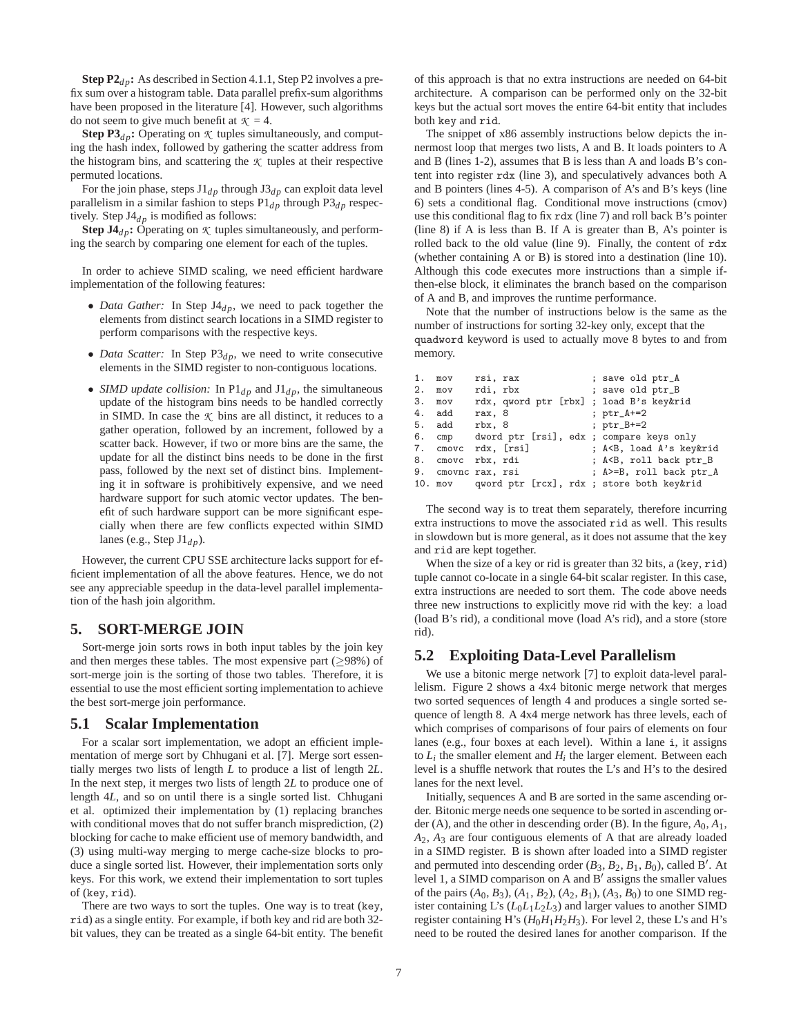**Step P2$_{dp}$:** As described in Section 4.1.1, Step P2 involves a prefix sum over a histogram table. Data parallel prefix-sum algorithms have been proposed in the literature [4]. However, such algorithms do not seem to give much benefit at $\mathcal{K} = 4$.

**Step P3$_{dp}$:** Operating on $\mathcal{K}$ tuples simultaneously, and computing the hash index, followed by gathering the scatter address from the histogram bins, and scattering the $\mathcal{K}$ tuples at their respective permuted locations.

For the join phase, steps J1$_{dp}$ through J3$_{dp}$ can exploit data level parallelism in a similar fashion to steps P1$_{dp}$ through P3$_{dp}$ respectively. Step J4$_{dp}$ is modified as follows:

**Step J4$_{dp}$:** Operating on $\mathcal{K}$ tuples simultaneously, and performing the search by comparing one element for each of the tuples.

In order to achieve SIMD scaling, we need efficient hardware implementation of the following features:

- *Data Gather:* In Step J4$_{dp}$, we need to pack together the elements from distinct search locations in a SIMD register to perform comparisons with the respective keys.
- *Data Scatter:* In Step P3$_{dp}$, we need to write consecutive elements in the SIMD register to non-contiguous locations.
- *SIMD update collision:* In P1$_{dp}$ and J1$_{dp}$, the simultaneous update of the histogram bins needs to be handled correctly in SIMD. In case the $\mathcal{K}$ bins are all distinct, it reduces to a gather operation, followed by an increment, followed by a scatter back. However, if two or more bins are the same, the update for all the distinct bins needs to be done in the first pass, followed by the next set of distinct bins. Implementing it in software is prohibitively expensive, and we need hardware support for such atomic vector updates. The benefit of such hardware support can be more significant especially when there are few conflicts expected within SIMD lanes (e.g., Step J1$_{dp}$).

However, the current CPU SSE architecture lacks support for efficient implementation of all the above features. Hence, we do not see any appreciable speedup in the data-level parallel implementation of the hash join algorithm.

## 5. SORT-MERGE JOIN

Sort-merge join sorts rows in both input tables by the join key and then merges these tables. The most expensive part ($\geq$98%) of sort-merge join is the sorting of those two tables. Therefore, it is essential to use the most efficient sorting implementation to achieve the best sort-merge join performance.

### 5.1 Scalar Implementation

For a scalar sort implementation, we adopt an efficient implementation of merge sort by Chhugani et al. [7]. Merge sort essentially merges two lists of length $L$ to produce a list of length $2L$. In the next step, it merges two lists of length $2L$ to produce one of length $4L$, and so on until there is a single sorted list. Chhugani et al. optimized their implementation by (1) replacing branches with conditional moves that do not suffer branch misprediction, (2) blocking for cache to make efficient use of memory bandwidth, and (3) using multi-way merging to merge cache-size blocks to produce a single sorted list. However, their implementation sorts only keys. For this work, we extend their implementation to sort tuples of (`key`, `rid`).

There are two ways to sort the tuples. One way is to treat (`key`, `rid`) as a single entity. For example, if both key and rid are both 32-bit values, they can be treated as a single 64-bit entity. The benefit of this approach is that no extra instructions are needed on 64-bit architecture. A comparison can be performed only on the 32-bit keys but the actual sort moves the entire 64-bit entity that includes both `key` and `rid`.

The snippet of x86 assembly instructions below depicts the innermost loop that merges two lists, A and B. It loads pointers to A and B (lines 1-2), assumes that B is less than A and loads B's content into register `rdx` (line 3), and speculatively advances both A and B pointers (lines 4-5). A comparison of A's and B's keys (line 6) sets a conditional flag. Conditional move instructions (cmov) use this conditional flag to fix `rdx` (line 7) and roll back B's pointer (line 8) if A is less than B. If A is greater than B, A's pointer is rolled back to the old value (line 9). Finally, the content of `rdx` (whether containing A or B) is stored into a destination (line 10). Although this code executes more instructions than a simple if-then-else block, it eliminates the branch based on the comparison of A and B, and improves the runtime performance.

Note that the number of instructions below is the same as the number of instructions for sorting 32-key only, except that the `quadword` keyword is used to actually move 8 bytes to and from memory.

```
1.  mov    rsi, rax               ; save old ptr_A
2.  mov    rdi, rbx               ; save old ptr_B
3.  mov    rdx, qword ptr [rbx] ; load B's key&rid
4.  add    rax, 8                 ; ptr_A+=2
5.  add    rbx, 8                 ; ptr_B+=2
6.  cmp    dword ptr [rsi], edx ; compare keys only
7.  cmovc  rdx, [rsi]             ; A<B, load A's key&rid
8.  cmovc  rbx, rdi               ; A<B, roll back ptr_B
9.  cmovnc rax, rsi               ; A>=B, roll back ptr_A
10. mov    qword ptr [rcx], rdx ; store both key&rid
```

The second way is to treat them separately, therefore incurring extra instructions to move the associated `rid` as well. This results in slowdown but is more general, as it does not assume that the `key` and `rid` are kept together.

When the size of a key or rid is greater than 32 bits, a (`key`, `rid`) tuple cannot co-locate in a single 64-bit scalar register. In this case, extra instructions are needed to sort them. The code above needs three new instructions to explicitly move rid with the key: a load (load B's rid), a conditional move (load A's rid), and a store (store rid).

### 5.2 Exploiting Data-Level Parallelism

We use a bitonic merge network [7] to exploit data-level parallelism. Figure 2 shows a 4x4 bitonic merge network that merges two sorted sequences of length 4 and produces a single sorted sequence of length 8. A 4x4 merge network has three levels, each of which comprises of comparisons of four pairs of elements on four lanes (e.g., four boxes at each level). Within a lane `i`, it assigns to $L_i$ the smaller element and $H_i$ the larger element. Between each level is a shuffle network that routes the L's and H's to the desired lanes for the next level.

Initially, sequences A and B are sorted in the same ascending order. Bitonic merge needs one sequence to be sorted in ascending order (A), and the other in descending order (B). In the figure, $A_0$, $A_1$, $A_2$, $A_3$ are four contiguous elements of A that are already loaded in a SIMD register. B is shown after loaded into a SIMD register and permuted into descending order ($B_3$, $B_2$, $B_1$, $B_0$), called B′. At level 1, a SIMD comparison on A and B′ assigns the smaller values of the pairs ($A_0$, $B_3$), ($A_1$, $B_2$), ($A_2$, $B_1$), ($A_3$, $B_0$) to one SIMD register containing L's ($L_0L_1L_2L_3$) and larger values to another SIMD register containing H's ($H_0H_1H_2H_3$). For level 2, these L's and H's need to be routed the desired lanes for another comparison. If the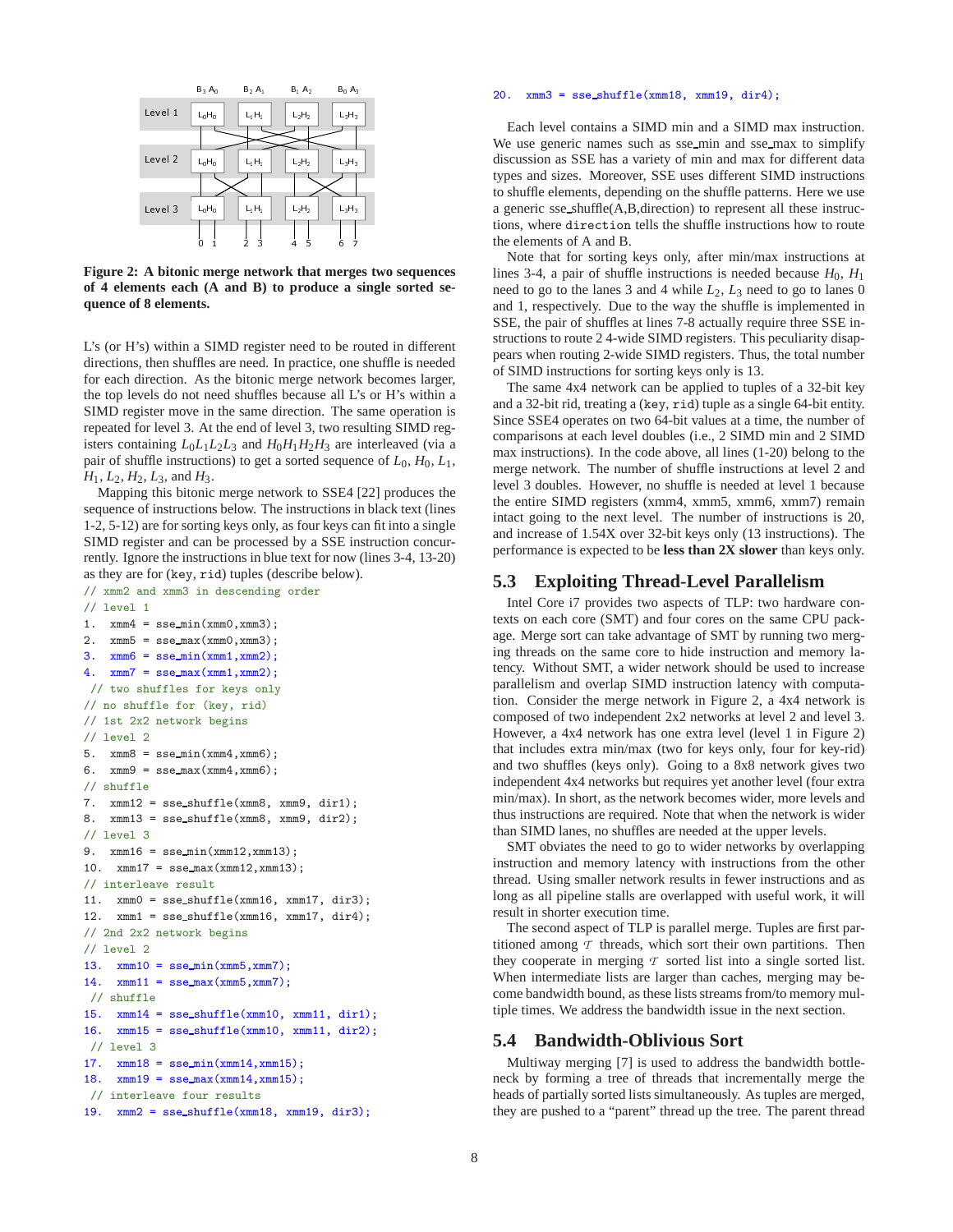**Figure 2: A bitonic merge network that merges two sequences of 4 elements each (A and B) to produce a single sorted sequence of 8 elements.**

L's (or H's) within a SIMD register need to be routed in different directions, then shuffles are need. In practice, one shuffle is needed for each direction. As the bitonic merge network becomes larger, the top levels do not need shuffles because all L's or H's within a SIMD register move in the same direction. The same operation is repeated for level 3. At the end of level 3, two resulting SIMD registers containing $L_0L_1L_2L_3$ and $H_0H_1H_2H_3$ are interleaved (via a pair of shuffle instructions) to get a sorted sequence of $L_0$, $H_0$, $L_1$, $H_1$, $L_2$, $H_2$, $L_3$, and $H_3$.

Mapping this bitonic merge network to SSE4 [22] produces the sequence of instructions below. The instructions in black text (lines 1-2, 5-12) are for sorting keys only, as four keys can fit into a single SIMD register and can be processed by a SSE instruction concurrently. Ignore the instructions in blue text for now (lines 3-4, 13-20) as they are for (key, rid) tuples (describe below).

```
// xmm2 and xmm3 in descending order
// level 1
1.  xmm4 = sse_min(xmm0,xmm3);
2.  xmm5 = sse_max(xmm0,xmm3);
3.  xmm6 = sse_min(xmm1,xmm2);
4.  xmm7 = sse_max(xmm1,xmm2);
 // two shuffles for keys only
// no shuffle for (key, rid)
// 1st 2x2 network begins
// level 2
5.  xmm8 = sse_min(xmm4,xmm6);
6.  xmm9 = sse_max(xmm4,xmm6);
// shuffle
7.  xmm12 = sse_shuffle(xmm8, xmm9, dir1);
8.  xmm13 = sse_shuffle(xmm8, xmm9, dir2);
// level 3
9.  xmm16 = sse_min(xmm12,xmm13);
10.  xmm17 = sse_max(xmm12,xmm13);
// interleave result
11.  xmm0 = sse_shuffle(xmm16, xmm17, dir3);
12.  xmm1 = sse_shuffle(xmm16, xmm17, dir4);
// 2nd 2x2 network begins
// level 2
13.  xmm10 = sse_min(xmm5,xmm7);
14.  xmm11 = sse_max(xmm5,xmm7);
 // shuffle
15.  xmm14 = sse_shuffle(xmm10, xmm11, dir1);
16.  xmm15 = sse_shuffle(xmm10, xmm11, dir2);
 // level 3
17.  xmm18 = sse_min(xmm14,xmm15);
18.  xmm19 = sse_max(xmm14,xmm15);
 // interleave four results
19.  xmm2 = sse_shuffle(xmm18, xmm19, dir3);
20.  xmm3 = sse_shuffle(xmm18, xmm19, dir4);
```

Each level contains a SIMD min and a SIMD max instruction. We use generic names such as sse_min and sse_max to simplify discussion as SSE has a variety of min and max for different data types and sizes. Moreover, SSE uses different SIMD instructions to shuffle elements, depending on the shuffle patterns. Here we use a generic sse_shuffle(A,B,direction) to represent all these instructions, where direction tells the shuffle instructions how to route the elements of A and B.

Note that for sorting keys only, after min/max instructions at lines 3-4, a pair of shuffle instructions is needed because $H_0$, $H_1$ need to go to the lanes 3 and 4 while $L_2$, $L_3$ need to go to lanes 0 and 1, respectively. Due to the way the shuffle is implemented in SSE, the pair of shuffles at lines 7-8 actually require three SSE instructions to route 2 4-wide SIMD registers. This peculiarity disappears when routing 2-wide SIMD registers. Thus, the total number of SIMD instructions for sorting keys only is 13.

The same 4x4 network can be applied to tuples of a 32-bit key and a 32-bit rid, treating a (key, rid) tuple as a single 64-bit entity. Since SSE4 operates on two 64-bit values at a time, the number of comparisons at each level doubles (i.e., 2 SIMD min and 2 SIMD max instructions). In the code above, all lines (1-20) belong to the merge network. The number of shuffle instructions at level 2 and level 3 doubles. However, no shuffle is needed at level 1 because the entire SIMD registers (xmm4, xmm5, xmm6, xmm7) remain intact going to the next level. The number of instructions is 20, and increase of 1.54X over 32-bit keys only (13 instructions). The performance is expected to be **less than 2X slower** than keys only.

## 5.3 Exploiting Thread-Level Parallelism

Intel Core i7 provides two aspects of TLP: two hardware contexts on each core (SMT) and four cores on the same CPU package. Merge sort can take advantage of SMT by running two merging threads on the same core to hide instruction and memory latency. Without SMT, a wider network should be used to increase parallelism and overlap SIMD instruction latency with computation. Consider the merge network in Figure 2, a 4x4 network is composed of two independent 2x2 networks at level 2 and level 3. However, a 4x4 network has one extra level (level 1 in Figure 2) that includes extra min/max (two for keys only, four for key-rid) and two shuffles (keys only). Going to a 8x8 network gives two independent 4x4 networks but requires yet another level (four extra min/max). In short, as the network becomes wider, more levels and thus instructions are required. Note that when the network is wider than SIMD lanes, no shuffles are needed at the upper levels.

SMT obviates the need to go to wider networks by overlapping instruction and memory latency with instructions from the other thread. Using smaller network results in fewer instructions and as long as all pipeline stalls are overlapped with useful work, it will result in shorter execution time.

The second aspect of TLP is parallel merge. Tuples are first partitioned among $\mathcal{T}$ threads, which sort their own partitions. Then they cooperate in merging $\mathcal{T}$ sorted list into a single sorted list. When intermediate lists are larger than caches, merging may become bandwidth bound, as these lists streams from/to memory multiple times. We address the bandwidth issue in the next section.

## 5.4 Bandwidth-Oblivious Sort

Multiway merging [7] is used to address the bandwidth bottleneck by forming a tree of threads that incrementally merge the heads of partially sorted lists simultaneously. As tuples are merged, they are pushed to a "parent" thread up the tree. The parent thread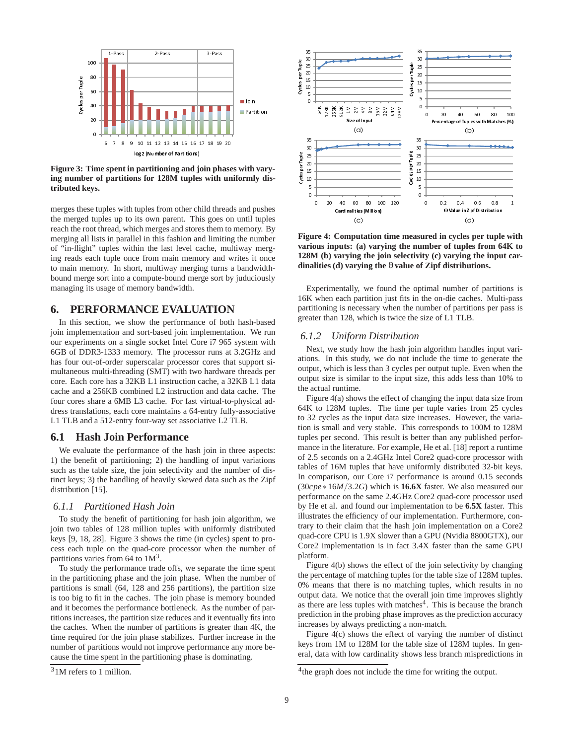Figure 3: Time spent in partitioning and join phases with varying number of partitions for 128M tuples with uniformly distributed keys.

merges these tuples with tuples from other child threads and pushes the merged tuples up to its own parent. This goes on until tuples reach the root thread, which merges and stores them to memory. By merging all lists in parallel in this fashion and limiting the number of "in-flight" tuples within the last level cache, multiway merging reads each tuple once from main memory and writes it once to main memory. In short, multiway merging turns a bandwidth-bound merge sort into a compute-bound merge sort by juduciously managing its usage of memory bandwidth.

## 6. PERFORMANCE EVALUATION

In this section, we show the performance of both hash-based join implementation and sort-based join implementation. We run our experiments on a single socket Intel Core i7 965 system with 6GB of DDR3-1333 memory. The processor runs at 3.2GHz and has four out-of-order superscalar processor cores that support simultaneous multi-threading (SMT) with two hardware threads per core. Each core has a 32KB L1 instruction cache, a 32KB L1 data cache and a 256KB combined L2 instruction and data cache. The four cores share a 6MB L3 cache. For fast virtual-to-physical address translations, each core maintains a 64-entry fully-associative L1 TLB and a 512-entry four-way set associative L2 TLB.

### 6.1 Hash Join Performance

We evaluate the performance of the hash join in three aspects: 1) the benefit of partitioning; 2) the handling of input variations such as the table size, the join selectivity and the number of distinct keys; 3) the handling of heavily skewed data such as the Zipf distribution [15].

#### 6.1.1 Partitioned Hash Join

To study the benefit of partitioning for hash join algorithm, we join two tables of 128 million tuples with uniformly distributed keys [9, 18, 28]. Figure 3 shows the time (in cycles) spent to process each tuple on the quad-core processor when the number of partitions varies from 64 to 1M[3].

To study the performance trade offs, we separate the time spent in the partitioning phase and the join phase. When the number of partitions is small (64, 128 and 256 partitions), the partition size is too big to fit in the caches. The join phase is memory bounded and it becomes the performance bottleneck. As the number of partitions increases, the partition size reduces and it eventually fits into the caches. When the number of partitions is greater than 4K, the time required for the join phase stabilizes. Further increase in the number of partitions would not improve performance any more because the time spent in the partitioning phase is dominating.

[3] 1M refers to 1 million.

Figure 4: Computation time measured in cycles per tuple with various inputs: (a) varying the number of tuples from 64K to 128M (b) varying the join selectivity (c) varying the input cardinalities (d) varying the θ value of Zipf distributions.

Experimentally, we found the optimal number of partitions is 16K when each partition just fits in the on-die caches. Multi-pass partitioning is necessary when the number of partitions per pass is greater than 128, which is twice the size of L1 TLB.

#### 6.1.2 Uniform Distribution

Next, we study how the hash join algorithm handles input variations. In this study, we do not include the time to generate the output, which is less than 3 cycles per output tuple. Even when the output size is similar to the input size, this adds less than 10% to the actual runtime.

Figure 4(a) shows the effect of changing the input data size from 64K to 128M tuples. The time per tuple varies from 25 cycles to 32 cycles as the input data size increases. However, the variation is small and very stable. This corresponds to 100M to 128M tuples per second. This result is better than any published performance in the literature. For example, He et al. [18] report a runtime of 2.5 seconds on a 2.4GHz Intel Core2 quad-core processor with tables of 16M tuples that have uniformly distributed 32-bit keys. In comparison, our Core i7 performance is around 0.15 seconds ($30cpe * 16M/3.2G$) which is **16.6X** faster. We also measured our performance on the same 2.4GHz Core2 quad-core processor used by He et al. and found our implementation to be **6.5X** faster. This illustrates the efficiency of our implementation. Furthermore, contrary to their claim that the hash join implementation on a Core2 quad-core CPU is 1.9X slower than a GPU (Nvidia 8800GTX), our Core2 implementation is in fact 3.4X faster than the same GPU platform.

Figure 4(b) shows the effect of the join selectivity by changing the percentage of matching tuples for the table size of 128M tuples. 0% means that there is no matching tuples, which results in no output data. We notice that the overall join time improves slightly as there are less tuples with matches[4]. This is because the branch prediction in the probing phase improves as the prediction accuracy increases by always predicting a non-match.

Figure 4(c) shows the effect of varying the number of distinct keys from 1M to 128M for the table size of 128M tuples. In general, data with low cardinality shows less branch mispredictions in

[4] the graph does not include the time for writing the output.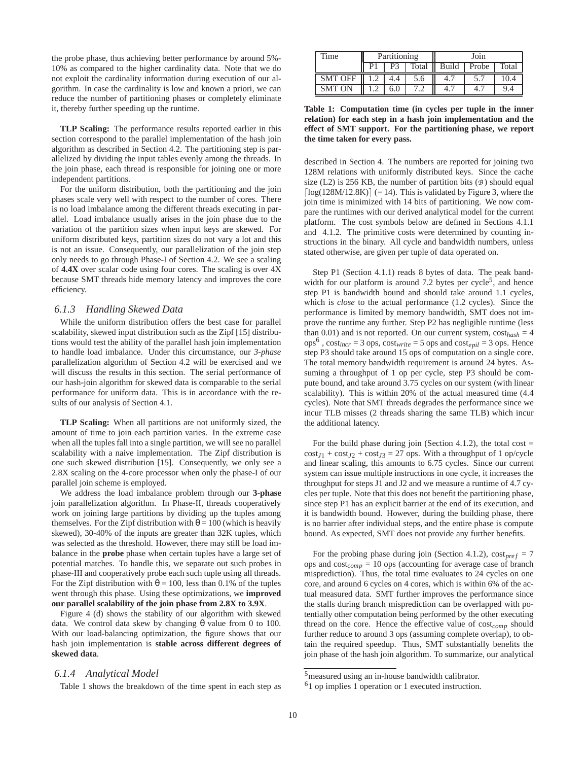the probe phase, thus achieving better performance by around 5%-10% as compared to the higher cardinality data. Note that we do not exploit the cardinality information during execution of our algorithm. In case the cardinality is low and known a priori, we can reduce the number of partitioning phases or completely eliminate it, thereby further speeding up the runtime.

**TLP Scaling:** The performance results reported earlier in this section correspond to the parallel implementation of the hash join algorithm as described in Section 4.2. The partitioning step is parallelized by dividing the input tables evenly among the threads. In the join phase, each thread is responsible for joining one or more independent partitions.

For the uniform distribution, both the partitioning and the join phases scale very well with respect to the number of cores. There is no load imbalance among the different threads executing in parallel. Load imbalance usually arises in the join phase due to the variation of the partition sizes when input keys are skewed. For uniform distributed keys, partition sizes do not vary a lot and this is not an issue. Consequently, our parallelization of the join step only needs to go through Phase-I of Section 4.2. We see a scaling of **4.4X** over scalar code using four cores. The scaling is over 4X because SMT threads hide memory latency and improves the core efficiency.

### 6.1.3 Handling Skewed Data

While the uniform distribution offers the best case for parallel scalability, skewed input distribution such as the Zipf [15] distributions would test the ability of the parallel hash join implementation to handle load imbalance. Under this circumstance, our *3-phase* parallelization algorithm of Section 4.2 will be exercised and we will discuss the results in this section. The serial performance of our hash-join algorithm for skewed data is comparable to the serial performance for uniform data. This is in accordance with the results of our analysis of Section 4.1.

**TLP Scaling:** When all partitions are not uniformly sized, the amount of time to join each partition varies. In the extreme case when all the tuples fall into a single partition, we will see no parallel scalability with a naive implementation. The Zipf distribution is one such skewed distribution [15]. Consequently, we only see a 2.8X scaling on the 4-core processor when only the phase-I of our parallel join scheme is employed.

We address the load imbalance problem through our **3-phase** join parallelization algorithm. In Phase-II, threads cooperatively work on joining large partitions by dividing up the tuples among themselves. For the Zipf distribution with $\theta = 100$ (which is heavily skewed), 30-40% of the inputs are greater than 32K tuples, which was selected as the threshold. However, there may still be load imbalance in the **probe** phase when certain tuples have a large set of potential matches. To handle this, we separate out such probes in phase-III and cooperatively probe each such tuple using all threads. For the Zipf distribution with $\theta = 100$, less than 0.1% of the tuples went through this phase. Using these optimizations, we **improved our parallel scalability of the join phase from 2.8X to 3.9X**.

Figure 4 (d) shows the stability of our algorithm with skewed data. We control data skew by changing $\theta$ value from 0 to 100. With our load-balancing optimization, the figure shows that our hash join implementation is **stable across different degrees of skewed data**.

### 6.1.4 Analytical Model

Table 1 shows the breakdown of the time spent in each step as described in Section 4. The numbers are reported for joining two 128M relations with uniformly distributed keys. Since the cache size (L2) is 256 KB, the number of partition bits ($\mathcal{B}$) should equal $\lceil \log(128M/12.8K) \rceil$ (= 14). This is validated by Figure 3, where the join time is minimized with 14 bits of partitioning. We now compare the runtimes with our derived analytical model for the current platform. The cost symbols below are defined in Sections 4.1.1 and 4.1.2. The primitive costs were determined by counting instructions in the binary. All cycle and bandwidth numbers, unless stated otherwise, are given per tuple of data operated on.

| Time | Partitioning | | | Join | | |
|---|---|---|---|---|---|---|
| | P1 | P3 | Total | Build | Probe | Total |
| SMT OFF | 1.2 | 4.4 | 5.6 | 4.7 | 5.7 | 10.4 |
| SMT ON | 1.2 | 6.0 | 7.2 | 4.7 | 4.7 | 9.4 |

**Table 1: Computation time (in cycles per tuple in the inner relation) for each step in a hash join implementation and the effect of SMT support. For the partitioning phase, we report the time taken for every pass.**

Step P1 (Section 4.1.1) reads 8 bytes of data. The peak bandwidth for our platform is around 7.2 bytes per cycle[5], and hence step P1 is bandwidth bound and should take around 1.1 cycles, which is *close* to the actual performance (1.2 cycles). Since the performance is limited by memory bandwidth, SMT does not improve the runtime any further. Step P2 has negligible runtime (less than 0.01) and is not reported. On our current system, $\text{cost}_{hash}$ = 4 ops[6] , $\text{cost}_{incr}$ = 3 ops, $\text{cost}_{write}$ = 5 ops and $\text{cost}_{epil}$ = 3 ops. Hence step P3 should take around 15 ops of computation on a single core. The total memory bandwidth requirement is around 24 bytes. Assuming a throughput of 1 op per cycle, step P3 should be compute bound, and take around 3.75 cycles on our system (with linear scalability). This is within 20% of the actual measured time (4.4 cycles). Note that SMT threads degrades the performance since we incur TLB misses (2 threads sharing the same TLB) which incur the additional latency.

For the build phase during join (Section 4.1.2), the total cost = $\text{cost}_{J1} + \text{cost}_{J2} + \text{cost}_{J3}$ = 27 ops. With a throughput of 1 op/cycle and linear scaling, this amounts to 6.75 cycles. Since our current system can issue multiple instructions in one cycle, it increases the throughput for steps J1 and J2 and we measure a runtime of 4.7 cycles per tuple. Note that this does not benefit the partitioning phase, since step P1 has an explicit barrier at the end of its execution, and it is bandwidth bound. However, during the building phase, there is no barrier after individual steps, and the entire phase is compute bound. As expected, SMT does not provide any further benefits.

For the probing phase during join (Section 4.1.2), $\text{cost}_{pref}$ = 7 ops and $\text{cost}_{comp}$ = 10 ops (accounting for average case of branch misprediction). Thus, the total time evaluates to 24 cycles on one core, and around 6 cycles on 4 cores, which is within 6% of the actual measured data. SMT further improves the performance since the stalls during branch misprediction can be overlapped with potentially other computation being performed by the other executing thread on the core. Hence the effective value of $\text{cost}_{comp}$ should further reduce to around 3 ops (assuming complete overlap), to obtain the required speedup. Thus, SMT substantially benefits the join phase of the hash join algorithm. To summarize, our analytical

[5] measured using an in-house bandwidth calibrator.

[6] 1 op implies 1 operation or 1 executed instruction.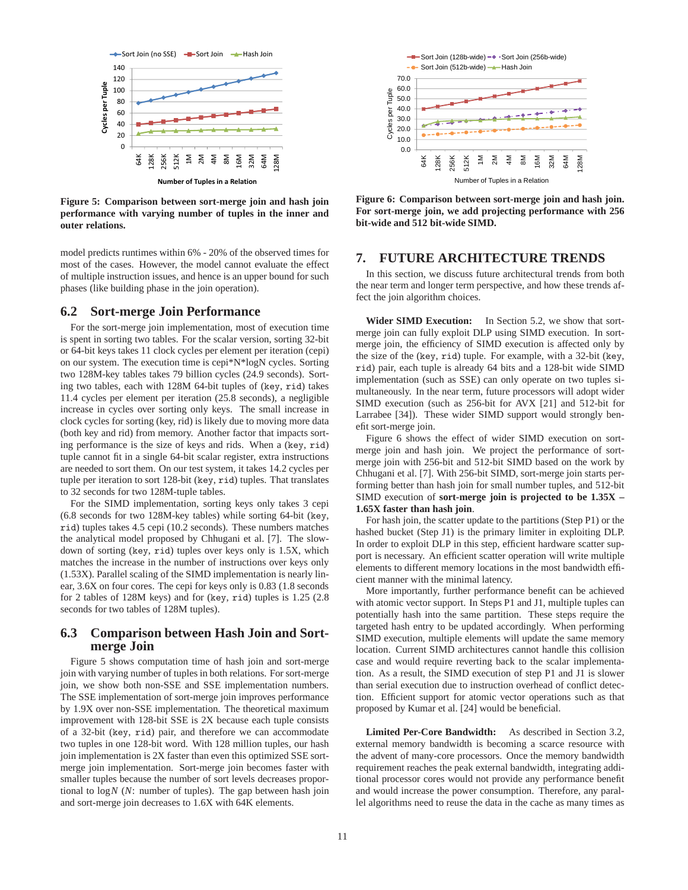Figure 5: Comparison between sort-merge join and hash join performance with varying number of tuples in the inner and outer relations.

model predicts runtimes within 6% - 20% of the observed times for most of the cases. However, the model cannot evaluate the effect of multiple instruction issues, and hence is an upper bound for such phases (like building phase in the join operation).

## 6.2 Sort-merge Join Performance

For the sort-merge join implementation, most of execution time is spent in sorting two tables. For the scalar version, sorting 32-bit or 64-bit keys takes 11 clock cycles per element per iteration (cepi) on our system. The execution time is cepi*N*logN cycles. Sorting two 128M-key tables takes 79 billion cycles (24.9 seconds). Sorting two tables, each with 128M 64-bit tuples of (key, rid) takes 11.4 cycles per element per iteration (25.8 seconds), a negligible increase in cycles over sorting only keys. The small increase in clock cycles for sorting (key, rid) is likely due to moving more data (both key and rid) from memory. Another factor that impacts sorting performance is the size of keys and rids. When a (key, rid) tuple cannot fit in a single 64-bit scalar register, extra instructions are needed to sort them. On our test system, it takes 14.2 cycles per tuple per iteration to sort 128-bit (key, rid) tuples. That translates to 32 seconds for two 128M-tuple tables.

For the SIMD implementation, sorting keys only takes 3 cepi (6.8 seconds for two 128M-key tables) while sorting 64-bit (key, rid) tuples takes 4.5 cepi (10.2 seconds). These numbers matches the analytical model proposed by Chhugani et al. [7]. The slowdown of sorting (key, rid) tuples over keys only is 1.5X, which matches the increase in the number of instructions over keys only (1.53X). Parallel scaling of the SIMD implementation is nearly linear, 3.6X on four cores. The cepi for keys only is 0.83 (1.8 seconds for 2 tables of 128M keys) and for (key, rid) tuples is 1.25 (2.8 seconds for two tables of 128M tuples).

## 6.3 Comparison between Hash Join and Sort-merge Join

Figure 5 shows computation time of hash join and sort-merge join with varying number of tuples in both relations. For sort-merge join, we show both non-SSE and SSE implementation numbers. The SSE implementation of sort-merge join improves performance by 1.9X over non-SSE implementation. The theoretical maximum improvement with 128-bit SSE is 2X because each tuple consists of a 32-bit (key, rid) pair, and therefore we can accommodate two tuples in one 128-bit word. With 128 million tuples, our hash join implementation is 2X faster than even this optimized SSE sort-merge join implementation. Sort-merge join becomes faster with smaller tuples because the number of sort levels decreases proportional to $\log N$ ($N$: number of tuples). The gap between hash join and sort-merge join decreases to 1.6X with 64K elements.

Figure 6: Comparison between sort-merge join and hash join. For sort-merge join, we add projecting performance with 256 bit-wide and 512 bit-wide SIMD.

# 7. FUTURE ARCHITECTURE TRENDS

In this section, we discuss future architectural trends from both the near term and longer term perspective, and how these trends affect the join algorithm choices.

**Wider SIMD Execution:** In Section 5.2, we show that sort-merge join can fully exploit DLP using SIMD execution. In sort-merge join, the efficiency of SIMD execution is affected only by the size of the (key, rid) tuple. For example, with a 32-bit (key, rid) pair, each tuple is already 64 bits and a 128-bit wide SIMD implementation (such as SSE) can only operate on two tuples simultaneously. In the near term, future processors will adopt wider SIMD execution (such as 256-bit for AVX [21] and 512-bit for Larrabee [34]). These wider SIMD support would strongly benefit sort-merge join.

Figure 6 shows the effect of wider SIMD execution on sort-merge join and hash join. We project the performance of sort-merge join with 256-bit and 512-bit SIMD based on the work by Chhugani et al. [7]. With 256-bit SIMD, sort-merge join starts performing better than hash join for small number of tuples, and 512-bit SIMD execution of **sort-merge join is projected to be 1.35X – 1.65X faster than hash join**.

For hash join, the scatter update to the partitions (Step P1) or the hashed bucket (Step J1) is the primary limiter in exploiting DLP. In order to exploit DLP in this step, efficient hardware scatter support is necessary. An efficient scatter operation will write multiple elements to different memory locations in the most bandwidth efficient manner with the minimal latency.

More importantly, further performance benefit can be achieved with atomic vector support. In Steps P1 and J1, multiple tuples can potentially hash into the same partition. These steps require the targeted hash entry to be updated accordingly. When performing SIMD execution, multiple elements will update the same memory location. Current SIMD architectures cannot handle this collision case and would require reverting back to the scalar implementation. As a result, the SIMD execution of step P1 and J1 is slower than serial execution due to instruction overhead of conflict detection. Efficient support for atomic vector operations such as that proposed by Kumar et al. [24] would be beneficial.

**Limited Per-Core Bandwidth:** As described in Section 3.2, external memory bandwidth is becoming a scarce resource with the advent of many-core processors. Once the memory bandwidth requirement reaches the peak external bandwidth, integrating additional processor cores would not provide any performance benefit and would increase the power consumption. Therefore, any parallel algorithms need to reuse the data in the cache as many times as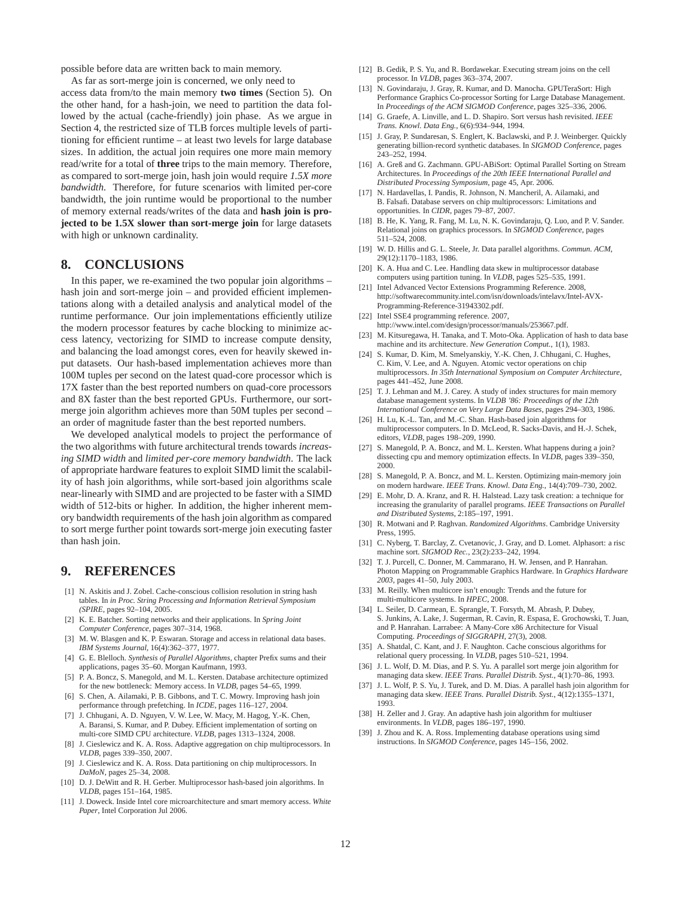possible before data are written back to main memory.

As far as sort-merge join is concerned, we only need to access data from/to the main memory **two times** (Section 5). On the other hand, for a hash-join, we need to partition the data followed by the actual (cache-friendly) join phase. As we argue in Section 4, the restricted size of TLB forces multiple levels of partitioning for efficient runtime – at least two levels for large database sizes. In addition, the actual join requires one more main memory read/write for a total of **three** trips to the main memory. Therefore, as compared to sort-merge join, hash join would require *1.5X more bandwidth*. Therefore, for future scenarios with limited per-core bandwidth, the join runtime would be proportional to the number of memory external reads/writes of the data and **hash join is projected to be 1.5X slower than sort-merge join** for large datasets with high or unknown cardinality.

## 8. CONCLUSIONS

In this paper, we re-examined the two popular join algorithms – hash join and sort-merge join – and provided efficient implementations along with a detailed analysis and analytical model of the runtime performance. Our join implementations efficiently utilize the modern processor features by cache blocking to minimize access latency, vectorizing for SIMD to increase compute density, and balancing the load amongst cores, even for heavily skewed input datasets. Our hash-based implementation achieves more than 100M tuples per second on the latest quad-core processor which is 17X faster than the best reported numbers on quad-core processors and 8X faster than the best reported GPUs. Furthermore, our sort-merge join algorithm achieves more than 50M tuples per second – an order of magnitude faster than the best reported numbers.

We developed analytical models to project the performance of the two algorithms with future architectural trends towards *increasing SIMD width* and *limited per-core memory bandwidth*. The lack of appropriate hardware features to exploit SIMD limit the scalability of hash join algorithms, while sort-based join algorithms scale near-linearly with SIMD and are projected to be faster with a SIMD width of 512-bits or higher. In addition, the higher inherent memory bandwidth requirements of the hash join algorithm as compared to sort merge further point towards sort-merge join executing faster than hash join.

## 9. REFERENCES

[1] N. Askitis and J. Zobel. Cache-conscious collision resolution in string hash tables. In *in Proc. String Processing and Information Retrieval Symposium (SPIRE*, pages 92–104, 2005.

[2] K. E. Batcher. Sorting networks and their applications. In *Spring Joint Computer Conference*, pages 307–314, 1968.

[3] M. W. Blasgen and K. P. Eswaran. Storage and access in relational data bases. *IBM Systems Journal*, 16(4):362–377, 1977.

[4] G. E. Blelloch. *Synthesis of Parallel Algorithms*, chapter Prefix sums and their applications, pages 35–60. Morgan Kaufmann, 1993.

[5] P. A. Boncz, S. Manegold, and M. L. Kersten. Database architecture optimized for the new bottleneck: Memory access. In *VLDB*, pages 54–65, 1999.

[6] S. Chen, A. Ailamaki, P. B. Gibbons, and T. C. Mowry. Improving hash join performance through prefetching. In *ICDE*, pages 116–127, 2004.

[7] J. Chhugani, A. D. Nguyen, V. W. Lee, W. Macy, M. Hagog, Y.-K. Chen, A. Baransi, S. Kumar, and P. Dubey. Efficient implementation of sorting on multi-core SIMD CPU architecture. *VLDB*, pages 1313–1324, 2008.

[8] J. Cieslewicz and K. A. Ross. Adaptive aggregation on chip multiprocessors. In *VLDB*, pages 339–350, 2007.

[9] J. Cieslewicz and K. A. Ross. Data partitioning on chip multiprocessors. In *DaMoN*, pages 25–34, 2008.

[10] D. J. DeWitt and R. H. Gerber. Multiprocessor hash-based join algorithms. In *VLDB*, pages 151–164, 1985.

[11] J. Doweck. Inside Intel core microarchitecture and smart memory access. *White Paper*, Intel Corporation Jul 2006.

[12] B. Gedik, P. S. Yu, and R. Bordawekar. Executing stream joins on the cell processor. In *VLDB*, pages 363–374, 2007.

[13] N. Govindaraju, J. Gray, R. Kumar, and D. Manocha. GPUTeraSort: High Performance Graphics Co-processor Sorting for Large Database Management. In *Proceedings of the ACM SIGMOD Conference*, pages 325–336, 2006.

[14] G. Graefe, A. Linville, and L. D. Shapiro. Sort versus hash revisited. *IEEE Trans. Knowl. Data Eng.*, 6(6):934–944, 1994.

[15] J. Gray, P. Sundaresan, S. Englert, K. Baclawski, and P. J. Weinberger. Quickly generating billion-record synthetic databases. In *SIGMOD Conference*, pages 243–252, 1994.

[16] A. Greß and G. Zachmann. GPU-ABiSort: Optimal Parallel Sorting on Stream Architectures. In *Proceedings of the 20th IEEE International Parallel and Distributed Processing Symposium*, page 45, Apr. 2006.

[17] N. Hardavellas, I. Pandis, R. Johnson, N. Mancheril, A. Ailamaki, and B. Falsafi. Database servers on chip multiprocessors: Limitations and opportunities. In *CIDR*, pages 79–87, 2007.

[18] B. He, K. Yang, R. Fang, M. Lu, N. K. Govindaraju, Q. Luo, and P. V. Sander. Relational joins on graphics processors. In *SIGMOD Conference*, pages 511–524, 2008.

[19] W. D. Hillis and G. L. Steele, Jr. Data parallel algorithms. *Commun. ACM*, 29(12):1170–1183, 1986.

[20] K. A. Hua and C. Lee. Handling data skew in multiprocessor database computers using partition tuning. In *VLDB*, pages 525–535, 1991.

[21] Intel Advanced Vector Extensions Programming Reference. 2008, http://softwarecommunity.intel.com/isn/downloads/intelavx/Intel-AVX-Programming-Reference-31943302.pdf.

[22] Intel SSE4 programming reference. 2007, http://www.intel.com/design/processor/manuals/253667.pdf.

[23] M. Kitsuregawa, H. Tanaka, and T. Moto-Oka. Application of hash to data base machine and its architecture. *New Generation Comput.*, 1(1), 1983.

[24] S. Kumar, D. Kim, M. Smelyanskiy, Y.-K. Chen, J. Chhugani, C. Hughes, C. Kim, V. Lee, and A. Nguyen. Atomic vector operations on chip multiprocessors. *In 35th International Symposium on Computer Architecture*, pages 441–452, June 2008.

[25] T. J. Lehman and M. J. Carey. A study of index structures for main memory database management systems. In *VLDB '86: Proceedings of the 12th International Conference on Very Large Data Bases*, pages 294–303, 1986.

[26] H. Lu, K.-L. Tan, and M.-C. Shan. Hash-based join algorithms for multiprocessor computers. In D. McLeod, R. Sacks-Davis, and H.-J. Schek, editors, *VLDB*, pages 198–209, 1990.

[27] S. Manegold, P. A. Boncz, and M. L. Kersten. What happens during a join? dissecting cpu and memory optimization effects. In *VLDB*, pages 339–350, 2000.

[28] S. Manegold, P. A. Boncz, and M. L. Kersten. Optimizing main-memory join on modern hardware. *IEEE Trans. Knowl. Data Eng.*, 14(4):709–730, 2002.

[29] E. Mohr, D. A. Kranz, and R. H. Halstead. Lazy task creation: a technique for increasing the granularity of parallel programs. *IEEE Transactions on Parallel and Distributed Systems*, 2:185–197, 1991.

[30] R. Motwani and P. Raghvan. *Randomized Algorithms*. Cambridge University Press, 1995.

[31] C. Nyberg, T. Barclay, Z. Cvetanovic, J. Gray, and D. Lomet. Alphasort: a risc machine sort. *SIGMOD Rec.*, 23(2):233–242, 1994.

[32] T. J. Purcell, C. Donner, M. Cammarano, H. W. Jensen, and P. Hanrahan. Photon Mapping on Programmable Graphics Hardware. In *Graphics Hardware 2003*, pages 41–50, July 2003.

[33] M. Reilly. When multicore isn't enough: Trends and the future for multi-multicore systems. In *HPEC*, 2008.

[34] L. Seiler, D. Carmean, E. Sprangle, T. Forsyth, M. Abrash, P. Dubey, S. Junkins, A. Lake, J. Sugerman, R. Cavin, R. Espasa, E. Grochowski, T. Juan, and P. Hanrahan. Larrabee: A Many-Core x86 Architecture for Visual Computing. *Proceedings of SIGGRAPH*, 27(3), 2008.

[35] A. Shatdal, C. Kant, and J. F. Naughton. Cache conscious algorithms for relational query processing. In *VLDB*, pages 510–521, 1994.

[36] J. L. Wolf, D. M. Dias, and P. S. Yu. A parallel sort merge join algorithm for managing data skew. *IEEE Trans. Parallel Distrib. Syst.*, 4(1):70–86, 1993.

[37] J. L. Wolf, P. S. Yu, J. Turek, and D. M. Dias. A parallel hash join algorithm for managing data skew. *IEEE Trans. Parallel Distrib. Syst.*, 4(12):1355–1371, 1993.

[38] H. Zeller and J. Gray. An adaptive hash join algorithm for multiuser environments. In *VLDB*, pages 186–197, 1990.

[39] J. Zhou and K. A. Ross. Implementing database operations using simd instructions. In *SIGMOD Conference*, pages 145–156, 2002.